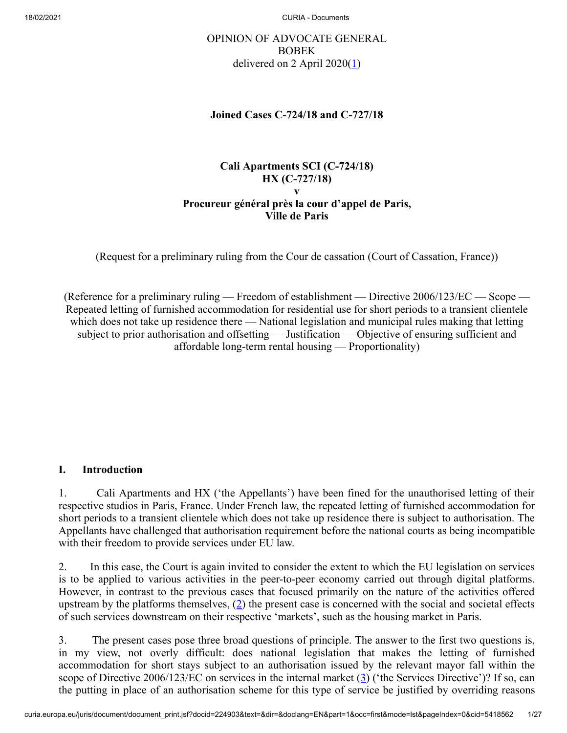OPINION OF ADVOCATE GENERAL
BOBEK
delivered on 2 April 2020(1)

**Joined Cases C‑724/18 and C‑727/18**

**Cali Apartments SCI (C‑724/18)**
**HX (C‑727/18)**
**v**
**Procureur général près la cour d'appel de Paris,**
**Ville de Paris**

(Request for a preliminary ruling from the Cour de cassation (Court of Cassation, France))

(Reference for a preliminary ruling — Freedom of establishment — Directive 2006/123/EC — Scope — Repeated letting of furnished accommodation for residential use for short periods to a transient clientele which does not take up residence there — National legislation and municipal rules making that letting subject to prior authorisation and offsetting — Justification — Objective of ensuring sufficient and affordable long-term rental housing — Proportionality)

## I. Introduction

1. Cali Apartments and HX ('the Appellants') have been fined for the unauthorised letting of their respective studios in Paris, France. Under French law, the repeated letting of furnished accommodation for short periods to a transient clientele which does not take up residence there is subject to authorisation. The Appellants have challenged that authorisation requirement before the national courts as being incompatible with their freedom to provide services under EU law.

2. In this case, the Court is again invited to consider the extent to which the EU legislation on services is to be applied to various activities in the peer-to-peer economy carried out through digital platforms. However, in contrast to the previous cases that focused primarily on the nature of the activities offered upstream by the platforms themselves, (2) the present case is concerned with the social and societal effects of such services downstream on their respective 'markets', such as the housing market in Paris.

3. The present cases pose three broad questions of principle. The answer to the first two questions is, in my view, not overly difficult: does national legislation that makes the letting of furnished accommodation for short stays subject to an authorisation issued by the relevant mayor fall within the scope of Directive 2006/123/EC on services in the internal market (3) ('the Services Directive')? If so, can the putting in place of an authorisation scheme for this type of service be justified by overriding reasons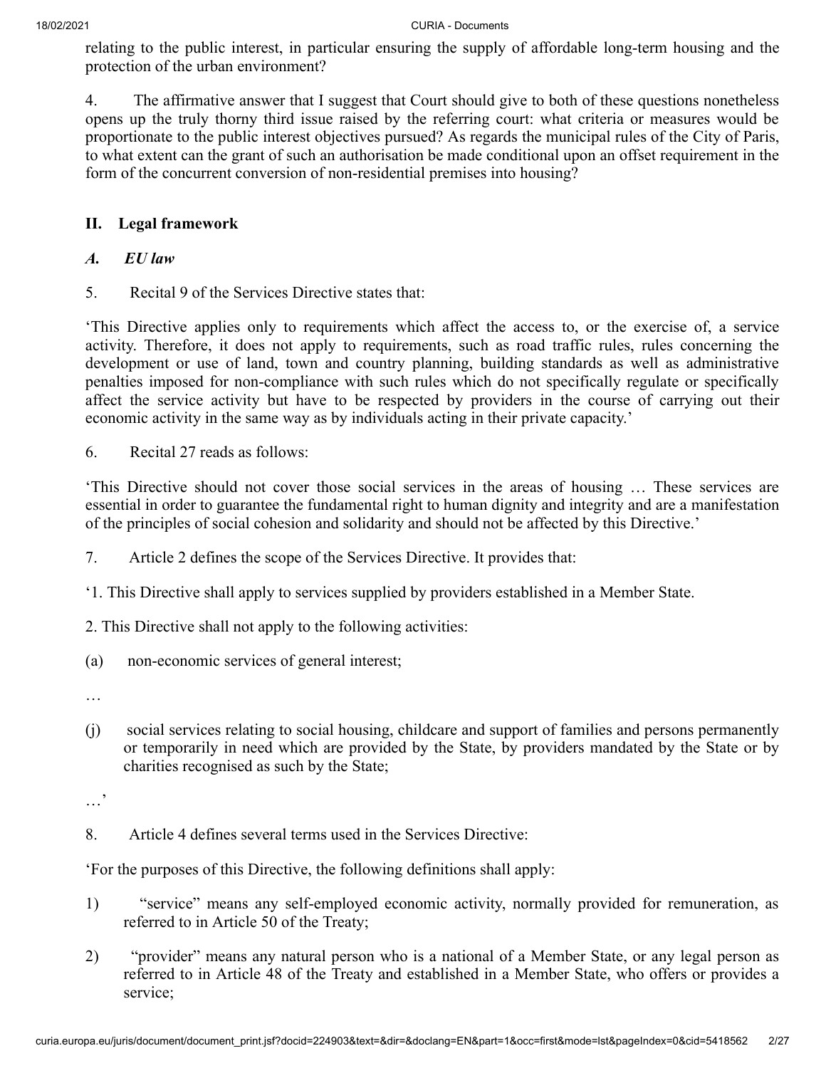relating to the public interest, in particular ensuring the supply of affordable long-term housing and the protection of the urban environment?

4. The affirmative answer that I suggest that Court should give to both of these questions nonetheless opens up the truly thorny third issue raised by the referring court: what criteria or measures would be proportionate to the public interest objectives pursued? As regards the municipal rules of the City of Paris, to what extent can the grant of such an authorisation be made conditional upon an offset requirement in the form of the concurrent conversion of non-residential premises into housing?

## II. Legal framework

### *A. EU law*

5. Recital 9 of the Services Directive states that:

'This Directive applies only to requirements which affect the access to, or the exercise of, a service activity. Therefore, it does not apply to requirements, such as road traffic rules, rules concerning the development or use of land, town and country planning, building standards as well as administrative penalties imposed for non-compliance with such rules which do not specifically regulate or specifically affect the service activity but have to be respected by providers in the course of carrying out their economic activity in the same way as by individuals acting in their private capacity.'

6. Recital 27 reads as follows:

'This Directive should not cover those social services in the areas of housing … These services are essential in order to guarantee the fundamental right to human dignity and integrity and are a manifestation of the principles of social cohesion and solidarity and should not be affected by this Directive.'

7. Article 2 defines the scope of the Services Directive. It provides that:

'1. This Directive shall apply to services supplied by providers established in a Member State.

2. This Directive shall not apply to the following activities:

(a) non-economic services of general interest;

…

(j) social services relating to social housing, childcare and support of families and persons permanently or temporarily in need which are provided by the State, by providers mandated by the State or by charities recognised as such by the State;

…'

8. Article 4 defines several terms used in the Services Directive:

'For the purposes of this Directive, the following definitions shall apply:

1) "service" means any self-employed economic activity, normally provided for remuneration, as referred to in Article 50 of the Treaty;

2) "provider" means any natural person who is a national of a Member State, or any legal person as referred to in Article 48 of the Treaty and established in a Member State, who offers or provides a service;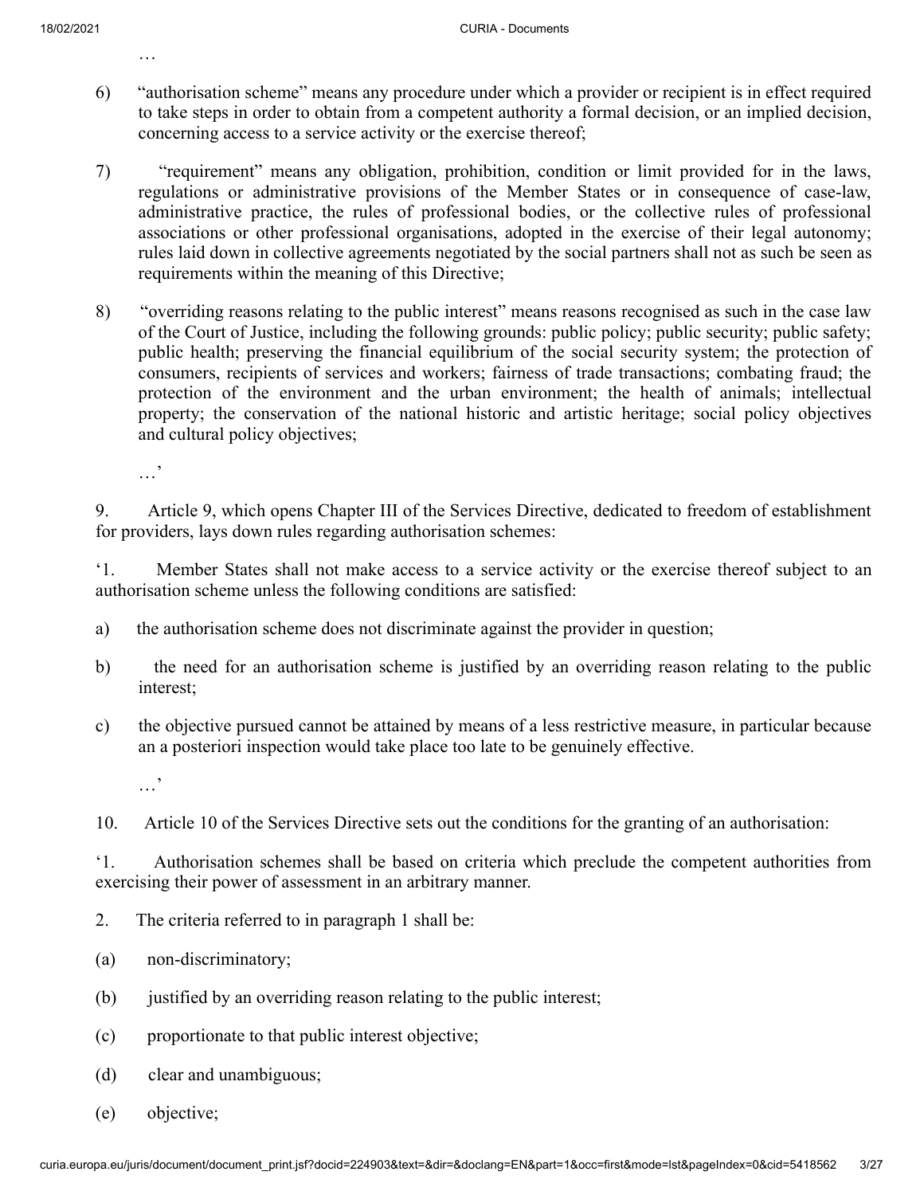…

6) “authorisation scheme” means any procedure under which a provider or recipient is in effect required to take steps in order to obtain from a competent authority a formal decision, or an implied decision, concerning access to a service activity or the exercise thereof;

7) “requirement” means any obligation, prohibition, condition or limit provided for in the laws, regulations or administrative provisions of the Member States or in consequence of case-law, administrative practice, the rules of professional bodies, or the collective rules of professional associations or other professional organisations, adopted in the exercise of their legal autonomy; rules laid down in collective agreements negotiated by the social partners shall not as such be seen as requirements within the meaning of this Directive;

8) “overriding reasons relating to the public interest” means reasons recognised as such in the case law of the Court of Justice, including the following grounds: public policy; public security; public safety; public health; preserving the financial equilibrium of the social security system; the protection of consumers, recipients of services and workers; fairness of trade transactions; combating fraud; the protection of the environment and the urban environment; the health of animals; intellectual property; the conservation of the national historic and artistic heritage; social policy objectives and cultural policy objectives;

…’

9. Article 9, which opens Chapter III of the Services Directive, dedicated to freedom of establishment for providers, lays down rules regarding authorisation schemes:

‘1. Member States shall not make access to a service activity or the exercise thereof subject to an authorisation scheme unless the following conditions are satisfied:

a) the authorisation scheme does not discriminate against the provider in question;

b) the need for an authorisation scheme is justified by an overriding reason relating to the public interest;

c) the objective pursued cannot be attained by means of a less restrictive measure, in particular because an a posteriori inspection would take place too late to be genuinely effective.

…’

10. Article 10 of the Services Directive sets out the conditions for the granting of an authorisation:

‘1. Authorisation schemes shall be based on criteria which preclude the competent authorities from exercising their power of assessment in an arbitrary manner.

2. The criteria referred to in paragraph 1 shall be:

(a) non-discriminatory;

(b) justified by an overriding reason relating to the public interest;

(c) proportionate to that public interest objective;

(d) clear and unambiguous;

(e) objective;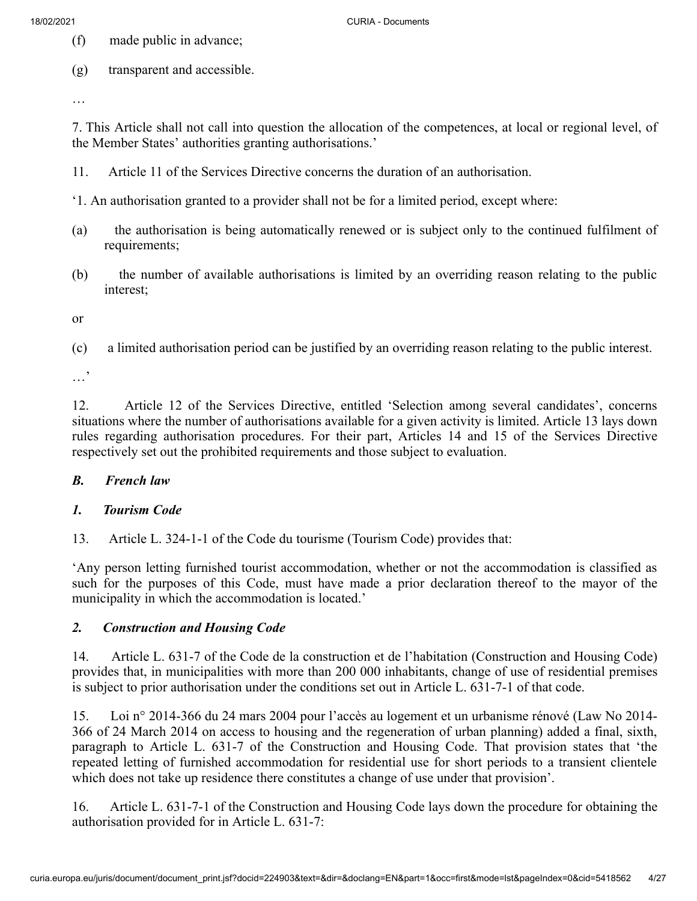(f) made public in advance;

(g) transparent and accessible.

…

7. This Article shall not call into question the allocation of the competences, at local or regional level, of the Member States' authorities granting authorisations.'

11. Article 11 of the Services Directive concerns the duration of an authorisation.

'1. An authorisation granted to a provider shall not be for a limited period, except where:

(a) the authorisation is being automatically renewed or is subject only to the continued fulfilment of requirements;

(b) the number of available authorisations is limited by an overriding reason relating to the public interest;

or

(c) a limited authorisation period can be justified by an overriding reason relating to the public interest.

…'

12. Article 12 of the Services Directive, entitled 'Selection among several candidates', concerns situations where the number of authorisations available for a given activity is limited. Article 13 lays down rules regarding authorisation procedures. For their part, Articles 14 and 15 of the Services Directive respectively set out the prohibited requirements and those subject to evaluation.

### *B. French law*

#### *1. Tourism Code*

13. Article L. 324-1-1 of the Code du tourisme (Tourism Code) provides that:

'Any person letting furnished tourist accommodation, whether or not the accommodation is classified as such for the purposes of this Code, must have made a prior declaration thereof to the mayor of the municipality in which the accommodation is located.'

#### *2. Construction and Housing Code*

14. Article L. 631-7 of the Code de la construction et de l'habitation (Construction and Housing Code) provides that, in municipalities with more than 200 000 inhabitants, change of use of residential premises is subject to prior authorisation under the conditions set out in Article L. 631-7-1 of that code.

15. Loi n° 2014-366 du 24 mars 2004 pour l'accès au logement et un urbanisme rénové (Law No 2014-366 of 24 March 2014 on access to housing and the regeneration of urban planning) added a final, sixth, paragraph to Article L. 631-7 of the Construction and Housing Code. That provision states that 'the repeated letting of furnished accommodation for residential use for short periods to a transient clientele which does not take up residence there constitutes a change of use under that provision'.

16. Article L. 631-7-1 of the Construction and Housing Code lays down the procedure for obtaining the authorisation provided for in Article L. 631-7: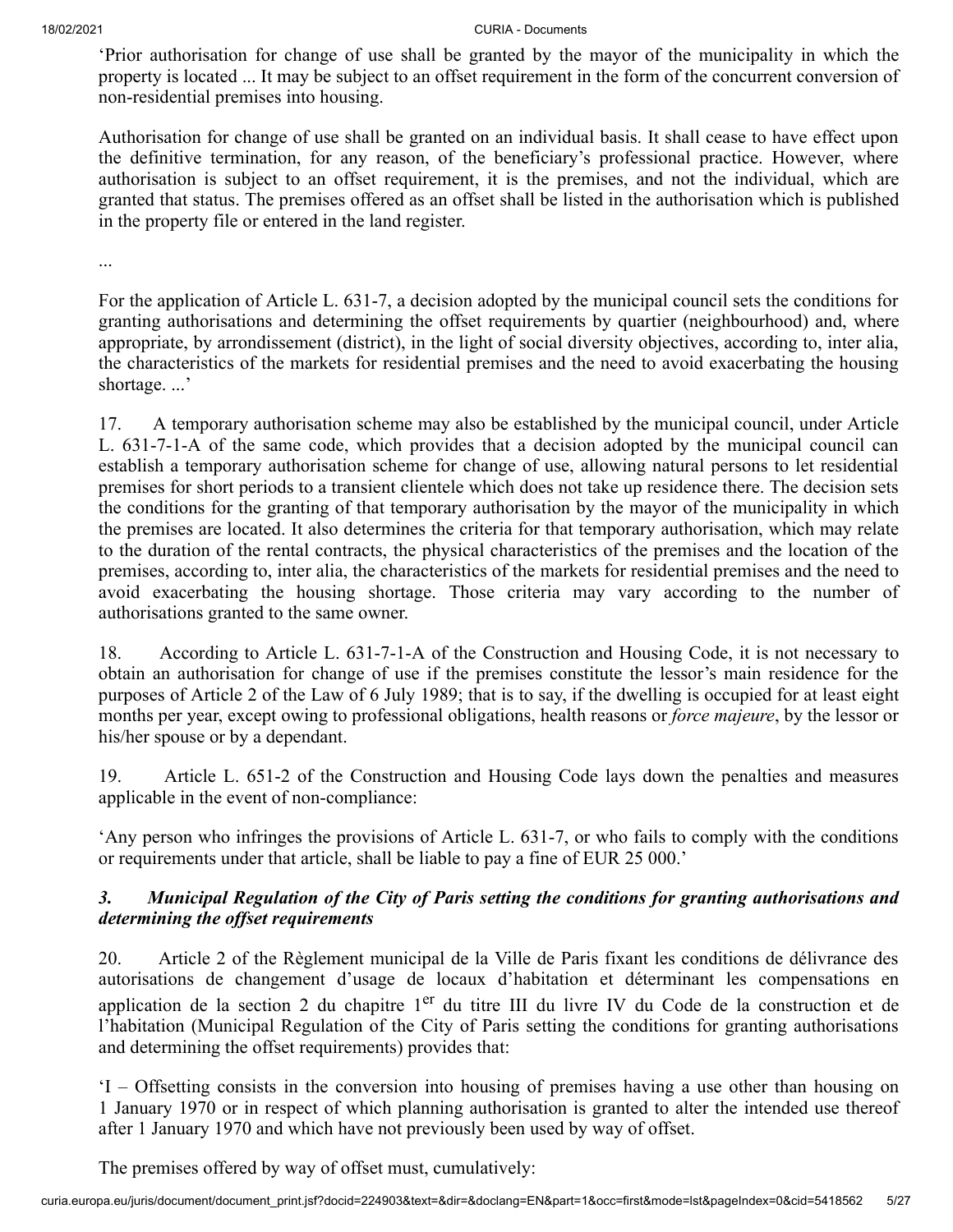'Prior authorisation for change of use shall be granted by the mayor of the municipality in which the property is located ... It may be subject to an offset requirement in the form of the concurrent conversion of non-residential premises into housing.

Authorisation for change of use shall be granted on an individual basis. It shall cease to have effect upon the definitive termination, for any reason, of the beneficiary's professional practice. However, where authorisation is subject to an offset requirement, it is the premises, and not the individual, which are granted that status. The premises offered as an offset shall be listed in the authorisation which is published in the property file or entered in the land register.

...

For the application of Article L. 631-7, a decision adopted by the municipal council sets the conditions for granting authorisations and determining the offset requirements by quartier (neighbourhood) and, where appropriate, by arrondissement (district), in the light of social diversity objectives, according to, inter alia, the characteristics of the markets for residential premises and the need to avoid exacerbating the housing shortage. ...'

17. A temporary authorisation scheme may also be established by the municipal council, under Article L. 631-7-1-A of the same code, which provides that a decision adopted by the municipal council can establish a temporary authorisation scheme for change of use, allowing natural persons to let residential premises for short periods to a transient clientele which does not take up residence there. The decision sets the conditions for the granting of that temporary authorisation by the mayor of the municipality in which the premises are located. It also determines the criteria for that temporary authorisation, which may relate to the duration of the rental contracts, the physical characteristics of the premises and the location of the premises, according to, inter alia, the characteristics of the markets for residential premises and the need to avoid exacerbating the housing shortage. Those criteria may vary according to the number of authorisations granted to the same owner.

18. According to Article L. 631-7-1-A of the Construction and Housing Code, it is not necessary to obtain an authorisation for change of use if the premises constitute the lessor's main residence for the purposes of Article 2 of the Law of 6 July 1989; that is to say, if the dwelling is occupied for at least eight months per year, except owing to professional obligations, health reasons or *force majeure*, by the lessor or his/her spouse or by a dependant.

19. Article L. 651-2 of the Construction and Housing Code lays down the penalties and measures applicable in the event of non-compliance:

'Any person who infringes the provisions of Article L. 631-7, or who fails to comply with the conditions or requirements under that article, shall be liable to pay a fine of EUR 25 000.'

### *3. Municipal Regulation of the City of Paris setting the conditions for granting authorisations and determining the offset requirements*

20. Article 2 of the Règlement municipal de la Ville de Paris fixant les conditions de délivrance des autorisations de changement d'usage de locaux d'habitation et déterminant les compensations en application de la section 2 du chapitre 1er du titre III du livre IV du Code de la construction et de l'habitation (Municipal Regulation of the City of Paris setting the conditions for granting authorisations and determining the offset requirements) provides that:

'I – Offsetting consists in the conversion into housing of premises having a use other than housing on 1 January 1970 or in respect of which planning authorisation is granted to alter the intended use thereof after 1 January 1970 and which have not previously been used by way of offset.

The premises offered by way of offset must, cumulatively: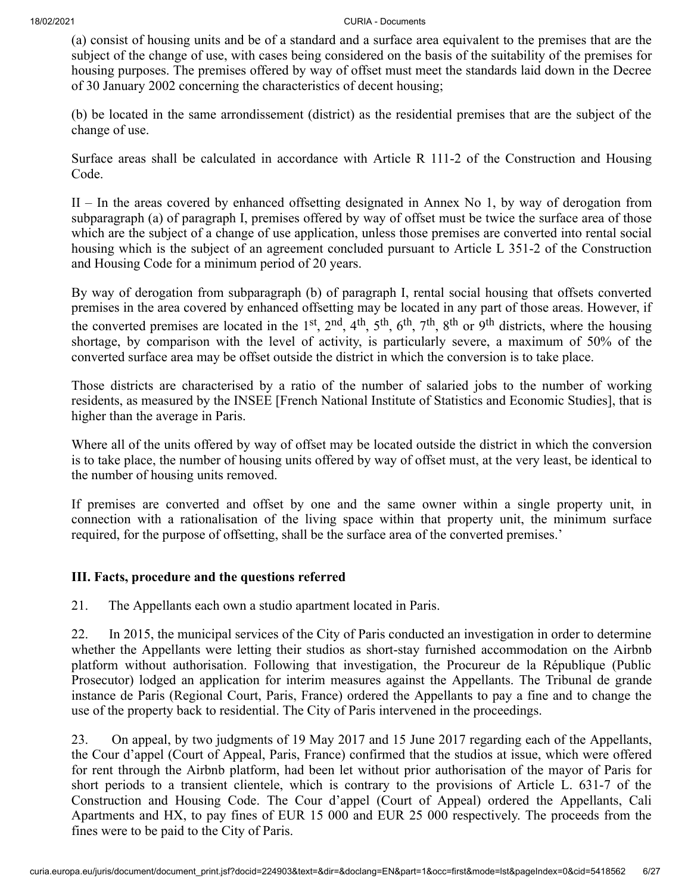(a) consist of housing units and be of a standard and a surface area equivalent to the premises that are the subject of the change of use, with cases being considered on the basis of the suitability of the premises for housing purposes. The premises offered by way of offset must meet the standards laid down in the Decree of 30 January 2002 concerning the characteristics of decent housing;

(b) be located in the same arrondissement (district) as the residential premises that are the subject of the change of use.

Surface areas shall be calculated in accordance with Article R 111-2 of the Construction and Housing Code.

II – In the areas covered by enhanced offsetting designated in Annex No 1, by way of derogation from subparagraph (a) of paragraph I, premises offered by way of offset must be twice the surface area of those which are the subject of a change of use application, unless those premises are converted into rental social housing which is the subject of an agreement concluded pursuant to Article L 351-2 of the Construction and Housing Code for a minimum period of 20 years.

By way of derogation from subparagraph (b) of paragraph I, rental social housing that offsets converted premises in the area covered by enhanced offsetting may be located in any part of those areas. However, if the converted premises are located in the 1st, 2nd, 4th, 5th, 6th, 7th, 8th or 9th districts, where the housing shortage, by comparison with the level of activity, is particularly severe, a maximum of 50% of the converted surface area may be offset outside the district in which the conversion is to take place.

Those districts are characterised by a ratio of the number of salaried jobs to the number of working residents, as measured by the INSEE [French National Institute of Statistics and Economic Studies], that is higher than the average in Paris.

Where all of the units offered by way of offset may be located outside the district in which the conversion is to take place, the number of housing units offered by way of offset must, at the very least, be identical to the number of housing units removed.

If premises are converted and offset by one and the same owner within a single property unit, in connection with a rationalisation of the living space within that property unit, the minimum surface required, for the purpose of offsetting, shall be the surface area of the converted premises.'

### III. Facts, procedure and the questions referred

21. The Appellants each own a studio apartment located in Paris.

22. In 2015, the municipal services of the City of Paris conducted an investigation in order to determine whether the Appellants were letting their studios as short-stay furnished accommodation on the Airbnb platform without authorisation. Following that investigation, the Procureur de la République (Public Prosecutor) lodged an application for interim measures against the Appellants. The Tribunal de grande instance de Paris (Regional Court, Paris, France) ordered the Appellants to pay a fine and to change the use of the property back to residential. The City of Paris intervened in the proceedings.

23. On appeal, by two judgments of 19 May 2017 and 15 June 2017 regarding each of the Appellants, the Cour d'appel (Court of Appeal, Paris, France) confirmed that the studios at issue, which were offered for rent through the Airbnb platform, had been let without prior authorisation of the mayor of Paris for short periods to a transient clientele, which is contrary to the provisions of Article L. 631-7 of the Construction and Housing Code. The Cour d'appel (Court of Appeal) ordered the Appellants, Cali Apartments and HX, to pay fines of EUR 15 000 and EUR 25 000 respectively. The proceeds from the fines were to be paid to the City of Paris.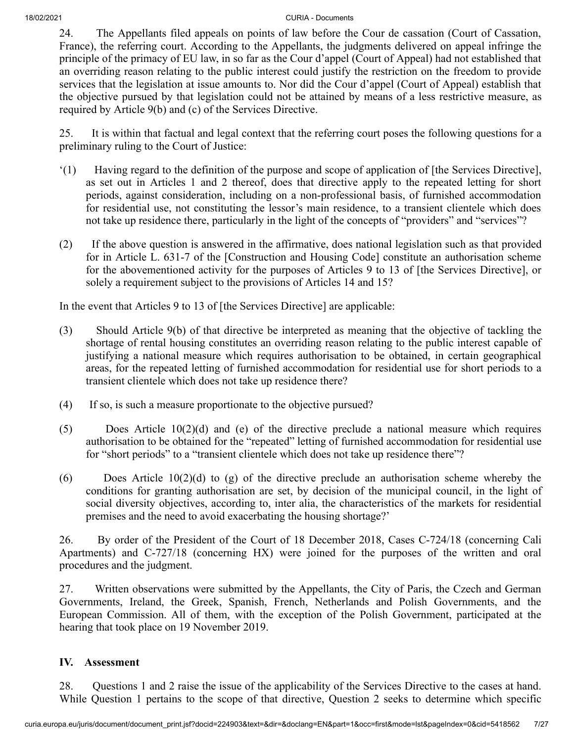24. The Appellants filed appeals on points of law before the Cour de cassation (Court of Cassation, France), the referring court. According to the Appellants, the judgments delivered on appeal infringe the principle of the primacy of EU law, in so far as the Cour d'appel (Court of Appeal) had not established that an overriding reason relating to the public interest could justify the restriction on the freedom to provide services that the legislation at issue amounts to. Nor did the Cour d'appel (Court of Appeal) establish that the objective pursued by that legislation could not be attained by means of a less restrictive measure, as required by Article 9(b) and (c) of the Services Directive.

25. It is within that factual and legal context that the referring court poses the following questions for a preliminary ruling to the Court of Justice:

'(1) Having regard to the definition of the purpose and scope of application of [the Services Directive], as set out in Articles 1 and 2 thereof, does that directive apply to the repeated letting for short periods, against consideration, including on a non-professional basis, of furnished accommodation for residential use, not constituting the lessor's main residence, to a transient clientele which does not take up residence there, particularly in the light of the concepts of "providers" and "services"?

(2) If the above question is answered in the affirmative, does national legislation such as that provided for in Article L. 631-7 of the [Construction and Housing Code] constitute an authorisation scheme for the abovementioned activity for the purposes of Articles 9 to 13 of [the Services Directive], or solely a requirement subject to the provisions of Articles 14 and 15?

In the event that Articles 9 to 13 of [the Services Directive] are applicable:

(3) Should Article 9(b) of that directive be interpreted as meaning that the objective of tackling the shortage of rental housing constitutes an overriding reason relating to the public interest capable of justifying a national measure which requires authorisation to be obtained, in certain geographical areas, for the repeated letting of furnished accommodation for residential use for short periods to a transient clientele which does not take up residence there?

(4) If so, is such a measure proportionate to the objective pursued?

(5) Does Article 10(2)(d) and (e) of the directive preclude a national measure which requires authorisation to be obtained for the "repeated" letting of furnished accommodation for residential use for "short periods" to a "transient clientele which does not take up residence there"?

(6) Does Article 10(2)(d) to (g) of the directive preclude an authorisation scheme whereby the conditions for granting authorisation are set, by decision of the municipal council, in the light of social diversity objectives, according to, inter alia, the characteristics of the markets for residential premises and the need to avoid exacerbating the housing shortage?'

26. By order of the President of the Court of 18 December 2018, Cases C-724/18 (concerning Cali Apartments) and C-727/18 (concerning HX) were joined for the purposes of the written and oral procedures and the judgment.

27. Written observations were submitted by the Appellants, the City of Paris, the Czech and German Governments, Ireland, the Greek, Spanish, French, Netherlands and Polish Governments, and the European Commission. All of them, with the exception of the Polish Government, participated at the hearing that took place on 19 November 2019.

## IV. Assessment

28. Questions 1 and 2 raise the issue of the applicability of the Services Directive to the cases at hand. While Question 1 pertains to the scope of that directive, Question 2 seeks to determine which specific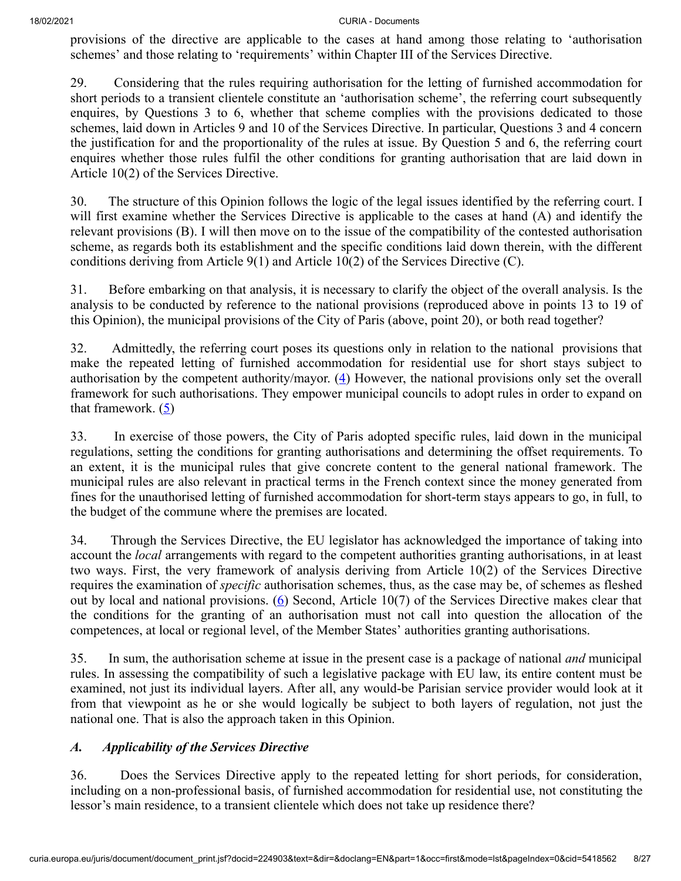provisions of the directive are applicable to the cases at hand among those relating to 'authorisation schemes' and those relating to 'requirements' within Chapter III of the Services Directive.

29. Considering that the rules requiring authorisation for the letting of furnished accommodation for short periods to a transient clientele constitute an 'authorisation scheme', the referring court subsequently enquires, by Questions 3 to 6, whether that scheme complies with the provisions dedicated to those schemes, laid down in Articles 9 and 10 of the Services Directive. In particular, Questions 3 and 4 concern the justification for and the proportionality of the rules at issue. By Question 5 and 6, the referring court enquires whether those rules fulfil the other conditions for granting authorisation that are laid down in Article 10(2) of the Services Directive.

30. The structure of this Opinion follows the logic of the legal issues identified by the referring court. I will first examine whether the Services Directive is applicable to the cases at hand (A) and identify the relevant provisions (B). I will then move on to the issue of the compatibility of the contested authorisation scheme, as regards both its establishment and the specific conditions laid down therein, with the different conditions deriving from Article 9(1) and Article 10(2) of the Services Directive (C).

31. Before embarking on that analysis, it is necessary to clarify the object of the overall analysis. Is the analysis to be conducted by reference to the national provisions (reproduced above in points 13 to 19 of this Opinion), the municipal provisions of the City of Paris (above, point 20), or both read together?

32. Admittedly, the referring court poses its questions only in relation to the national provisions that make the repeated letting of furnished accommodation for residential use for short stays subject to authorisation by the competent authority/mayor. (4) However, the national provisions only set the overall framework for such authorisations. They empower municipal councils to adopt rules in order to expand on that framework. (5)

33. In exercise of those powers, the City of Paris adopted specific rules, laid down in the municipal regulations, setting the conditions for granting authorisations and determining the offset requirements. To an extent, it is the municipal rules that give concrete content to the general national framework. The municipal rules are also relevant in practical terms in the French context since the money generated from fines for the unauthorised letting of furnished accommodation for short-term stays appears to go, in full, to the budget of the commune where the premises are located.

34. Through the Services Directive, the EU legislator has acknowledged the importance of taking into account the *local* arrangements with regard to the competent authorities granting authorisations, in at least two ways. First, the very framework of analysis deriving from Article 10(2) of the Services Directive requires the examination of *specific* authorisation schemes, thus, as the case may be, of schemes as fleshed out by local and national provisions. (6) Second, Article 10(7) of the Services Directive makes clear that the conditions for the granting of an authorisation must not call into question the allocation of the competences, at local or regional level, of the Member States' authorities granting authorisations.

35. In sum, the authorisation scheme at issue in the present case is a package of national *and* municipal rules. In assessing the compatibility of such a legislative package with EU law, its entire content must be examined, not just its individual layers. After all, any would-be Parisian service provider would look at it from that viewpoint as he or she would logically be subject to both layers of regulation, not just the national one. That is also the approach taken in this Opinion.

### *A. Applicability of the Services Directive*

36. Does the Services Directive apply to the repeated letting for short periods, for consideration, including on a non-professional basis, of furnished accommodation for residential use, not constituting the lessor's main residence, to a transient clientele which does not take up residence there?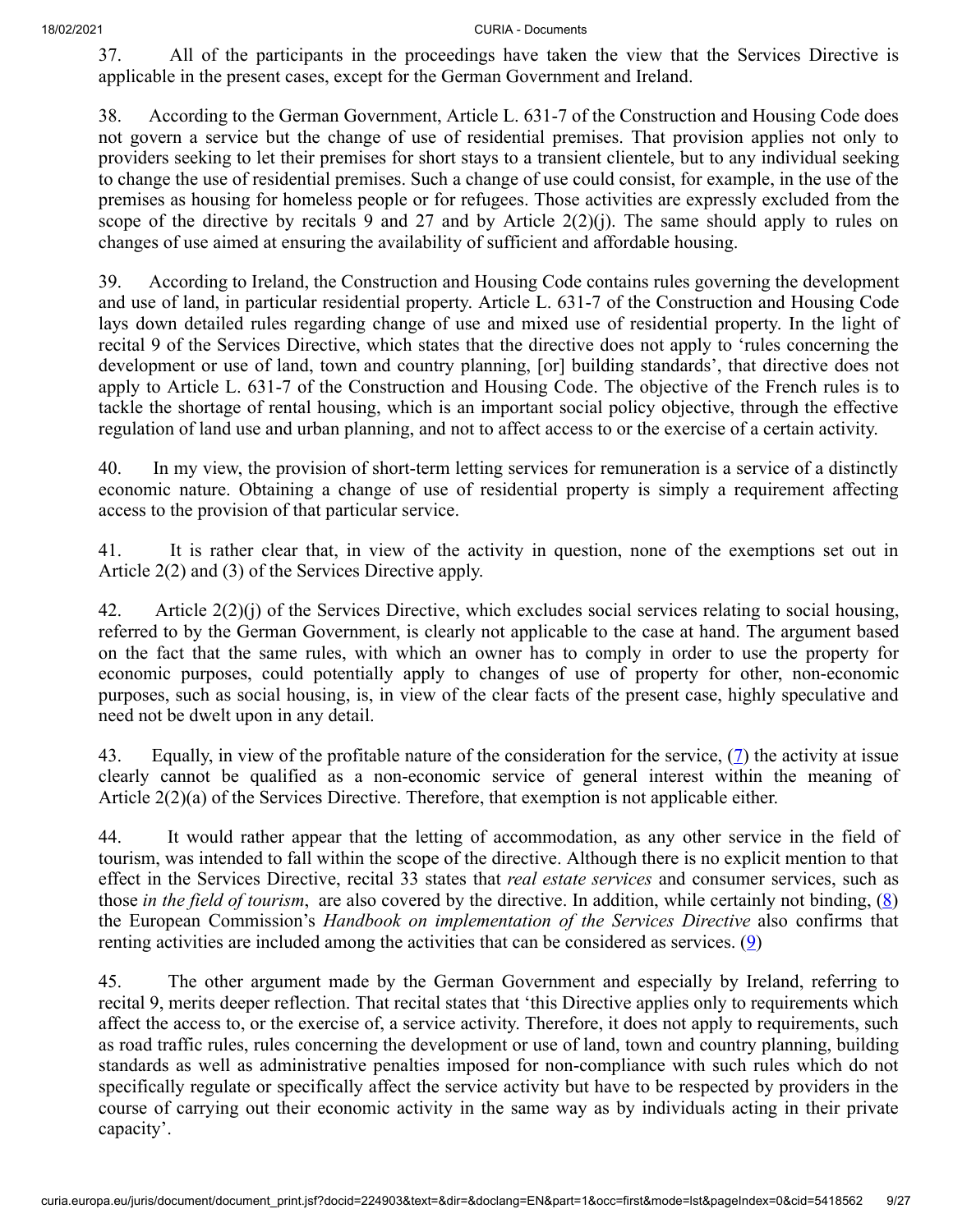37. All of the participants in the proceedings have taken the view that the Services Directive is applicable in the present cases, except for the German Government and Ireland.

38. According to the German Government, Article L. 631-7 of the Construction and Housing Code does not govern a service but the change of use of residential premises. That provision applies not only to providers seeking to let their premises for short stays to a transient clientele, but to any individual seeking to change the use of residential premises. Such a change of use could consist, for example, in the use of the premises as housing for homeless people or for refugees. Those activities are expressly excluded from the scope of the directive by recitals 9 and 27 and by Article 2(2)(j). The same should apply to rules on changes of use aimed at ensuring the availability of sufficient and affordable housing.

39. According to Ireland, the Construction and Housing Code contains rules governing the development and use of land, in particular residential property. Article L. 631-7 of the Construction and Housing Code lays down detailed rules regarding change of use and mixed use of residential property. In the light of recital 9 of the Services Directive, which states that the directive does not apply to 'rules concerning the development or use of land, town and country planning, [or] building standards', that directive does not apply to Article L. 631-7 of the Construction and Housing Code. The objective of the French rules is to tackle the shortage of rental housing, which is an important social policy objective, through the effective regulation of land use and urban planning, and not to affect access to or the exercise of a certain activity.

40. In my view, the provision of short-term letting services for remuneration is a service of a distinctly economic nature. Obtaining a change of use of residential property is simply a requirement affecting access to the provision of that particular service.

41. It is rather clear that, in view of the activity in question, none of the exemptions set out in Article 2(2) and (3) of the Services Directive apply.

42. Article 2(2)(j) of the Services Directive, which excludes social services relating to social housing, referred to by the German Government, is clearly not applicable to the case at hand. The argument based on the fact that the same rules, with which an owner has to comply in order to use the property for economic purposes, could potentially apply to changes of use of property for other, non-economic purposes, such as social housing, is, in view of the clear facts of the present case, highly speculative and need not be dwelt upon in any detail.

43. Equally, in view of the profitable nature of the consideration for the service, (7) the activity at issue clearly cannot be qualified as a non-economic service of general interest within the meaning of Article 2(2)(a) of the Services Directive. Therefore, that exemption is not applicable either.

44. It would rather appear that the letting of accommodation, as any other service in the field of tourism, was intended to fall within the scope of the directive. Although there is no explicit mention to that effect in the Services Directive, recital 33 states that *real estate services* and consumer services, such as those *in the field of tourism*, are also covered by the directive. In addition, while certainly not binding, (8) the European Commission's *Handbook on implementation of the Services Directive* also confirms that renting activities are included among the activities that can be considered as services. (9)

45. The other argument made by the German Government and especially by Ireland, referring to recital 9, merits deeper reflection. That recital states that 'this Directive applies only to requirements which affect the access to, or the exercise of, a service activity. Therefore, it does not apply to requirements, such as road traffic rules, rules concerning the development or use of land, town and country planning, building standards as well as administrative penalties imposed for non-compliance with such rules which do not specifically regulate or specifically affect the service activity but have to be respected by providers in the course of carrying out their economic activity in the same way as by individuals acting in their private capacity'.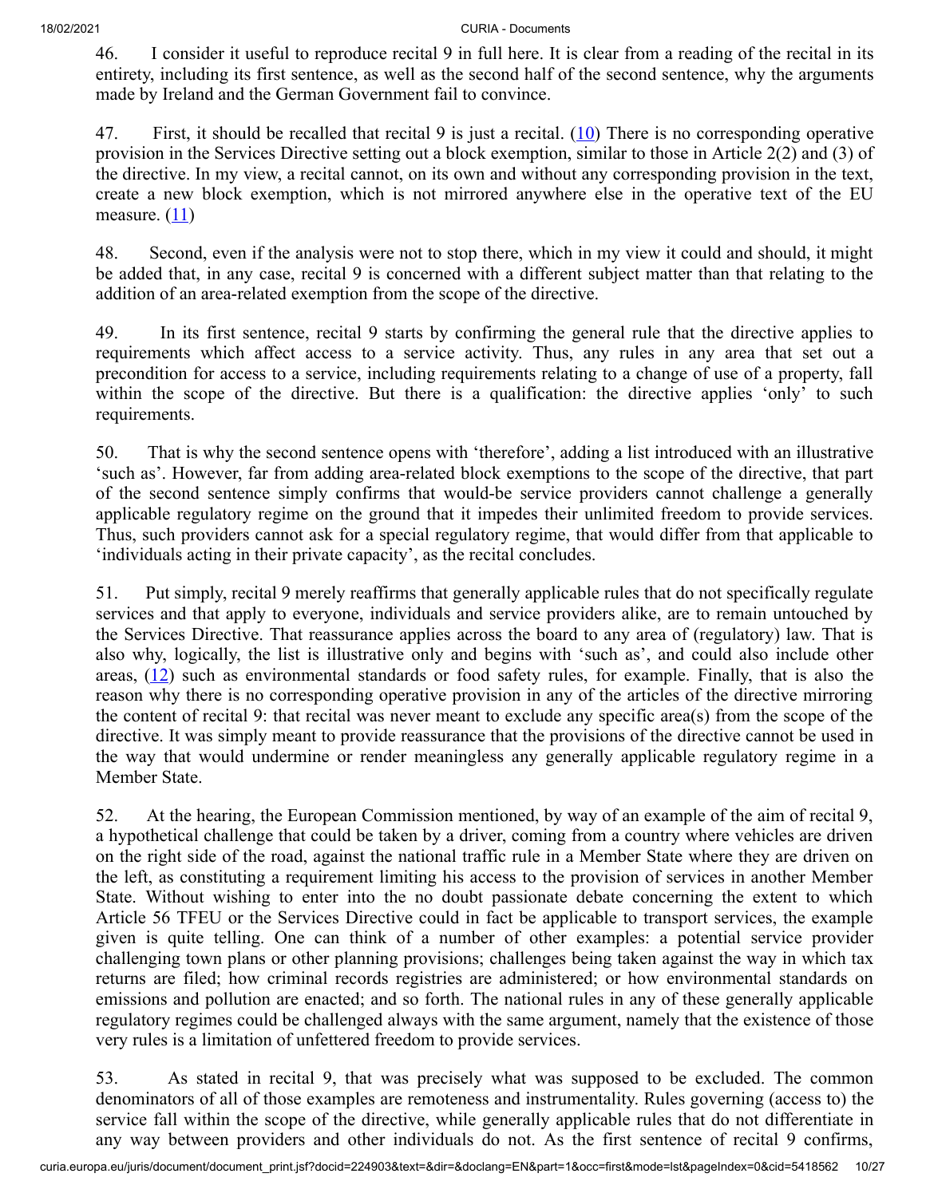46. I consider it useful to reproduce recital 9 in full here. It is clear from a reading of the recital in its entirety, including its first sentence, as well as the second half of the second sentence, why the arguments made by Ireland and the German Government fail to convince.

47. First, it should be recalled that recital 9 is just a recital. (10) There is no corresponding operative provision in the Services Directive setting out a block exemption, similar to those in Article 2(2) and (3) of the directive. In my view, a recital cannot, on its own and without any corresponding provision in the text, create a new block exemption, which is not mirrored anywhere else in the operative text of the EU measure. (11)

48. Second, even if the analysis were not to stop there, which in my view it could and should, it might be added that, in any case, recital 9 is concerned with a different subject matter than that relating to the addition of an area-related exemption from the scope of the directive.

49. In its first sentence, recital 9 starts by confirming the general rule that the directive applies to requirements which affect access to a service activity. Thus, any rules in any area that set out a precondition for access to a service, including requirements relating to a change of use of a property, fall within the scope of the directive. But there is a qualification: the directive applies 'only' to such requirements.

50. That is why the second sentence opens with 'therefore', adding a list introduced with an illustrative 'such as'. However, far from adding area-related block exemptions to the scope of the directive, that part of the second sentence simply confirms that would-be service providers cannot challenge a generally applicable regulatory regime on the ground that it impedes their unlimited freedom to provide services. Thus, such providers cannot ask for a special regulatory regime, that would differ from that applicable to 'individuals acting in their private capacity', as the recital concludes.

51. Put simply, recital 9 merely reaffirms that generally applicable rules that do not specifically regulate services and that apply to everyone, individuals and service providers alike, are to remain untouched by the Services Directive. That reassurance applies across the board to any area of (regulatory) law. That is also why, logically, the list is illustrative only and begins with 'such as', and could also include other areas, (12) such as environmental standards or food safety rules, for example. Finally, that is also the reason why there is no corresponding operative provision in any of the articles of the directive mirroring the content of recital 9: that recital was never meant to exclude any specific area(s) from the scope of the directive. It was simply meant to provide reassurance that the provisions of the directive cannot be used in the way that would undermine or render meaningless any generally applicable regulatory regime in a Member State.

52. At the hearing, the European Commission mentioned, by way of an example of the aim of recital 9, a hypothetical challenge that could be taken by a driver, coming from a country where vehicles are driven on the right side of the road, against the national traffic rule in a Member State where they are driven on the left, as constituting a requirement limiting his access to the provision of services in another Member State. Without wishing to enter into the no doubt passionate debate concerning the extent to which Article 56 TFEU or the Services Directive could in fact be applicable to transport services, the example given is quite telling. One can think of a number of other examples: a potential service provider challenging town plans or other planning provisions; challenges being taken against the way in which tax returns are filed; how criminal records registries are administered; or how environmental standards on emissions and pollution are enacted; and so forth. The national rules in any of these generally applicable regulatory regimes could be challenged always with the same argument, namely that the existence of those very rules is a limitation of unfettered freedom to provide services.

53. As stated in recital 9, that was precisely what was supposed to be excluded. The common denominators of all of those examples are remoteness and instrumentality. Rules governing (access to) the service fall within the scope of the directive, while generally applicable rules that do not differentiate in any way between providers and other individuals do not. As the first sentence of recital 9 confirms,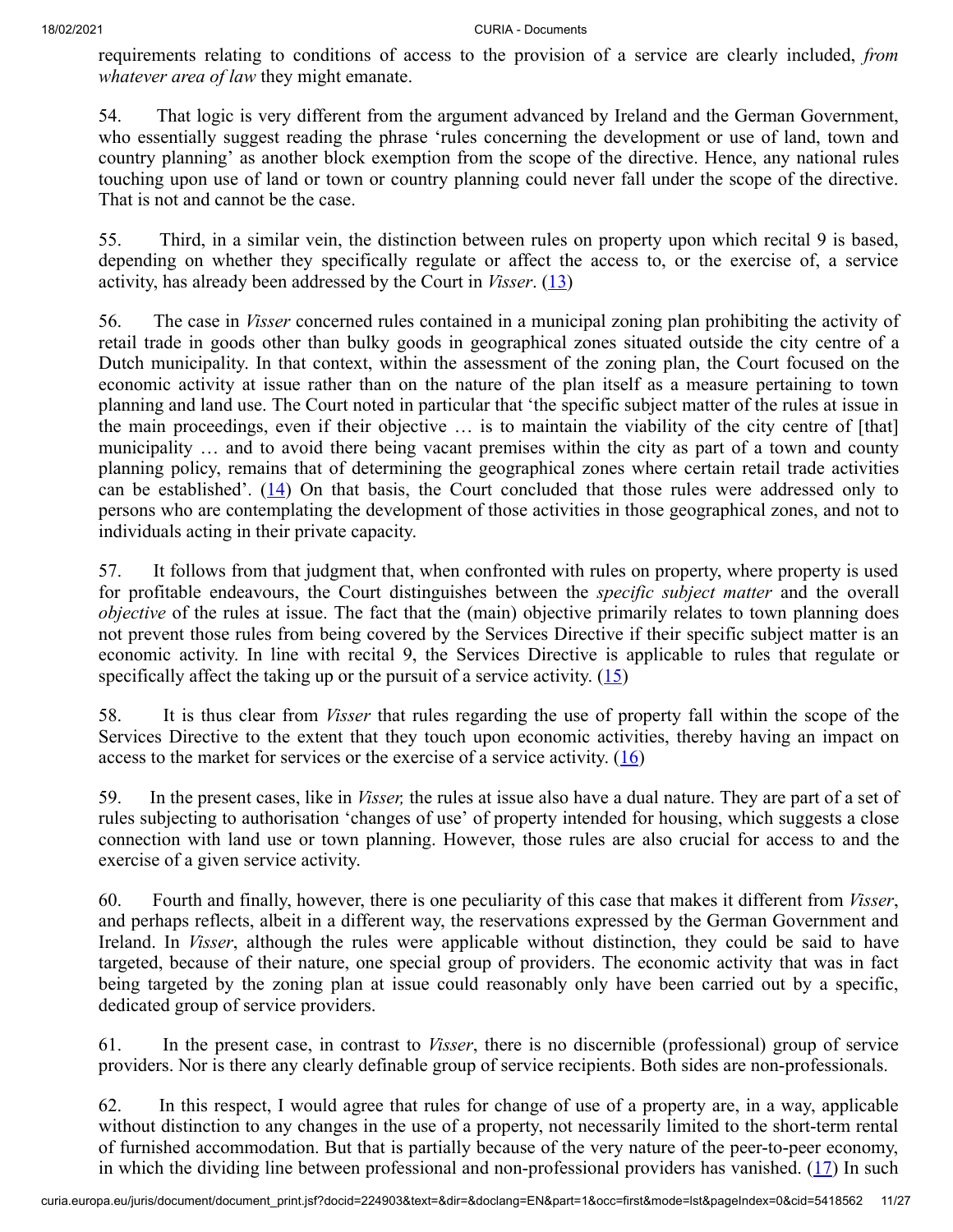requirements relating to conditions of access to the provision of a service are clearly included, *from whatever area of law* they might emanate.

54. That logic is very different from the argument advanced by Ireland and the German Government, who essentially suggest reading the phrase 'rules concerning the development or use of land, town and country planning' as another block exemption from the scope of the directive. Hence, any national rules touching upon use of land or town or country planning could never fall under the scope of the directive. That is not and cannot be the case.

55. Third, in a similar vein, the distinction between rules on property upon which recital 9 is based, depending on whether they specifically regulate or affect the access to, or the exercise of, a service activity, has already been addressed by the Court in *Visser*. (13)

56. The case in *Visser* concerned rules contained in a municipal zoning plan prohibiting the activity of retail trade in goods other than bulky goods in geographical zones situated outside the city centre of a Dutch municipality. In that context, within the assessment of the zoning plan, the Court focused on the economic activity at issue rather than on the nature of the plan itself as a measure pertaining to town planning and land use. The Court noted in particular that 'the specific subject matter of the rules at issue in the main proceedings, even if their objective … is to maintain the viability of the city centre of [that] municipality … and to avoid there being vacant premises within the city as part of a town and county planning policy, remains that of determining the geographical zones where certain retail trade activities can be established'. (14) On that basis, the Court concluded that those rules were addressed only to persons who are contemplating the development of those activities in those geographical zones, and not to individuals acting in their private capacity.

57. It follows from that judgment that, when confronted with rules on property, where property is used for profitable endeavours, the Court distinguishes between the *specific subject matter* and the overall *objective* of the rules at issue. The fact that the (main) objective primarily relates to town planning does not prevent those rules from being covered by the Services Directive if their specific subject matter is an economic activity. In line with recital 9, the Services Directive is applicable to rules that regulate or specifically affect the taking up or the pursuit of a service activity. (15)

58. It is thus clear from *Visser* that rules regarding the use of property fall within the scope of the Services Directive to the extent that they touch upon economic activities, thereby having an impact on access to the market for services or the exercise of a service activity. (16)

59. In the present cases, like in *Visser,* the rules at issue also have a dual nature. They are part of a set of rules subjecting to authorisation 'changes of use' of property intended for housing, which suggests a close connection with land use or town planning. However, those rules are also crucial for access to and the exercise of a given service activity.

60. Fourth and finally, however, there is one peculiarity of this case that makes it different from *Visser*, and perhaps reflects, albeit in a different way, the reservations expressed by the German Government and Ireland. In *Visser*, although the rules were applicable without distinction, they could be said to have targeted, because of their nature, one special group of providers. The economic activity that was in fact being targeted by the zoning plan at issue could reasonably only have been carried out by a specific, dedicated group of service providers.

61. In the present case, in contrast to *Visser*, there is no discernible (professional) group of service providers. Nor is there any clearly definable group of service recipients. Both sides are non-professionals.

62. In this respect, I would agree that rules for change of use of a property are, in a way, applicable without distinction to any changes in the use of a property, not necessarily limited to the short-term rental of furnished accommodation. But that is partially because of the very nature of the peer-to-peer economy, in which the dividing line between professional and non-professional providers has vanished. (17) In such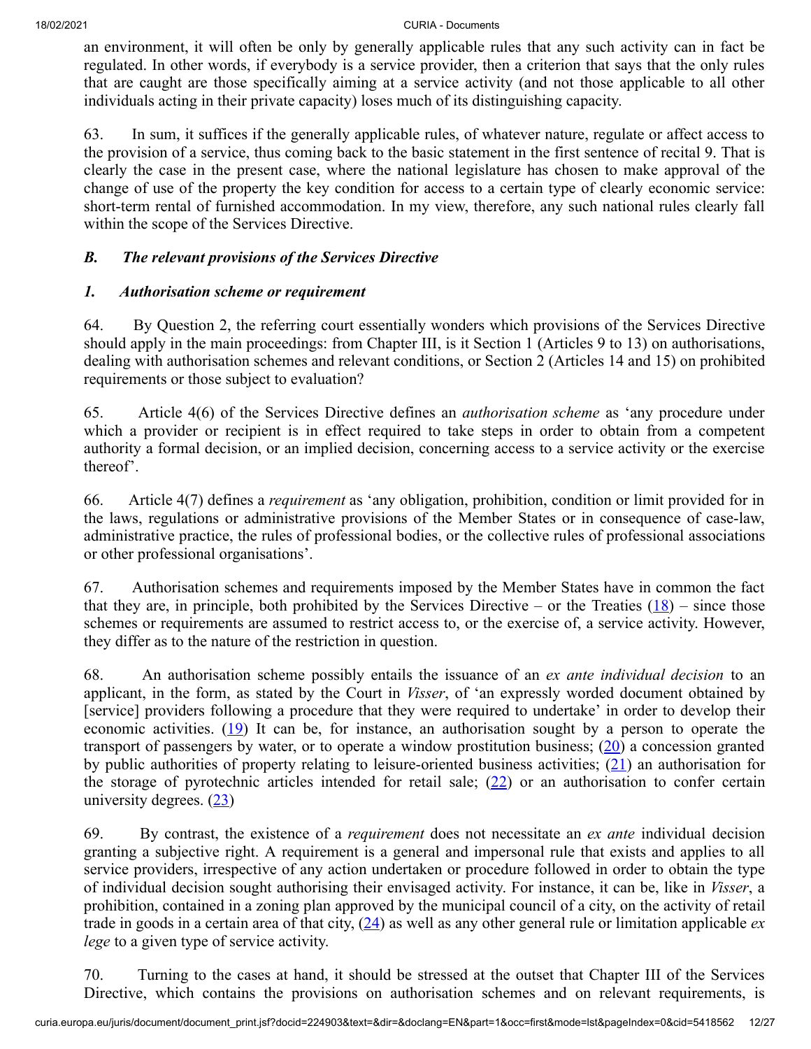an environment, it will often be only by generally applicable rules that any such activity can in fact be regulated. In other words, if everybody is a service provider, then a criterion that says that the only rules that are caught are those specifically aiming at a service activity (and not those applicable to all other individuals acting in their private capacity) loses much of its distinguishing capacity.

63. In sum, it suffices if the generally applicable rules, of whatever nature, regulate or affect access to the provision of a service, thus coming back to the basic statement in the first sentence of recital 9. That is clearly the case in the present case, where the national legislature has chosen to make approval of the change of use of the property the key condition for access to a certain type of clearly economic service: short-term rental of furnished accommodation. In my view, therefore, any such national rules clearly fall within the scope of the Services Directive.

### *B. The relevant provisions of the Services Directive*

#### *1. Authorisation scheme or requirement*

64. By Question 2, the referring court essentially wonders which provisions of the Services Directive should apply in the main proceedings: from Chapter III, is it Section 1 (Articles 9 to 13) on authorisations, dealing with authorisation schemes and relevant conditions, or Section 2 (Articles 14 and 15) on prohibited requirements or those subject to evaluation?

65. Article 4(6) of the Services Directive defines an *authorisation scheme* as 'any procedure under which a provider or recipient is in effect required to take steps in order to obtain from a competent authority a formal decision, or an implied decision, concerning access to a service activity or the exercise thereof'.

66. Article 4(7) defines a *requirement* as 'any obligation, prohibition, condition or limit provided for in the laws, regulations or administrative provisions of the Member States or in consequence of case-law, administrative practice, the rules of professional bodies, or the collective rules of professional associations or other professional organisations'.

67. Authorisation schemes and requirements imposed by the Member States have in common the fact that they are, in principle, both prohibited by the Services Directive – or the Treaties (18) – since those schemes or requirements are assumed to restrict access to, or the exercise of, a service activity. However, they differ as to the nature of the restriction in question.

68. An authorisation scheme possibly entails the issuance of an *ex ante individual decision* to an applicant, in the form, as stated by the Court in *Visser*, of 'an expressly worded document obtained by [service] providers following a procedure that they were required to undertake' in order to develop their economic activities. (19) It can be, for instance, an authorisation sought by a person to operate the transport of passengers by water, or to operate a window prostitution business; (20) a concession granted by public authorities of property relating to leisure-oriented business activities; (21) an authorisation for the storage of pyrotechnic articles intended for retail sale; (22) or an authorisation to confer certain university degrees. (23)

69. By contrast, the existence of a *requirement* does not necessitate an *ex ante* individual decision granting a subjective right. A requirement is a general and impersonal rule that exists and applies to all service providers, irrespective of any action undertaken or procedure followed in order to obtain the type of individual decision sought authorising their envisaged activity. For instance, it can be, like in *Visser*, a prohibition, contained in a zoning plan approved by the municipal council of a city, on the activity of retail trade in goods in a certain area of that city, (24) as well as any other general rule or limitation applicable *ex lege* to a given type of service activity.

70. Turning to the cases at hand, it should be stressed at the outset that Chapter III of the Services Directive, which contains the provisions on authorisation schemes and on relevant requirements, is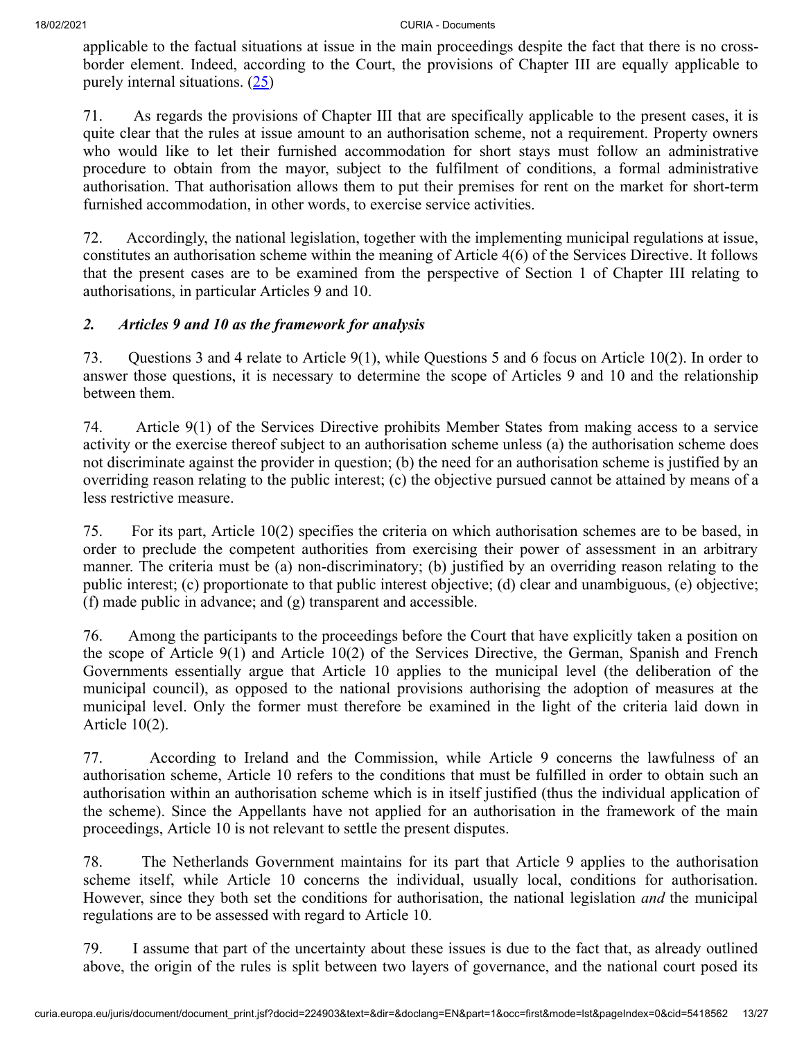applicable to the factual situations at issue in the main proceedings despite the fact that there is no cross-border element. Indeed, according to the Court, the provisions of Chapter III are equally applicable to purely internal situations. (25)

71. As regards the provisions of Chapter III that are specifically applicable to the present cases, it is quite clear that the rules at issue amount to an authorisation scheme, not a requirement. Property owners who would like to let their furnished accommodation for short stays must follow an administrative procedure to obtain from the mayor, subject to the fulfilment of conditions, a formal administrative authorisation. That authorisation allows them to put their premises for rent on the market for short-term furnished accommodation, in other words, to exercise service activities.

72. Accordingly, the national legislation, together with the implementing municipal regulations at issue, constitutes an authorisation scheme within the meaning of Article 4(6) of the Services Directive. It follows that the present cases are to be examined from the perspective of Section 1 of Chapter III relating to authorisations, in particular Articles 9 and 10.

### *2. Articles 9 and 10 as the framework for analysis*

73. Questions 3 and 4 relate to Article 9(1), while Questions 5 and 6 focus on Article 10(2). In order to answer those questions, it is necessary to determine the scope of Articles 9 and 10 and the relationship between them.

74. Article 9(1) of the Services Directive prohibits Member States from making access to a service activity or the exercise thereof subject to an authorisation scheme unless (a) the authorisation scheme does not discriminate against the provider in question; (b) the need for an authorisation scheme is justified by an overriding reason relating to the public interest; (c) the objective pursued cannot be attained by means of a less restrictive measure.

75. For its part, Article 10(2) specifies the criteria on which authorisation schemes are to be based, in order to preclude the competent authorities from exercising their power of assessment in an arbitrary manner. The criteria must be (a) non-discriminatory; (b) justified by an overriding reason relating to the public interest; (c) proportionate to that public interest objective; (d) clear and unambiguous, (e) objective; (f) made public in advance; and (g) transparent and accessible.

76. Among the participants to the proceedings before the Court that have explicitly taken a position on the scope of Article 9(1) and Article 10(2) of the Services Directive, the German, Spanish and French Governments essentially argue that Article 10 applies to the municipal level (the deliberation of the municipal council), as opposed to the national provisions authorising the adoption of measures at the municipal level. Only the former must therefore be examined in the light of the criteria laid down in Article 10(2).

77. According to Ireland and the Commission, while Article 9 concerns the lawfulness of an authorisation scheme, Article 10 refers to the conditions that must be fulfilled in order to obtain such an authorisation within an authorisation scheme which is in itself justified (thus the individual application of the scheme). Since the Appellants have not applied for an authorisation in the framework of the main proceedings, Article 10 is not relevant to settle the present disputes.

78. The Netherlands Government maintains for its part that Article 9 applies to the authorisation scheme itself, while Article 10 concerns the individual, usually local, conditions for authorisation. However, since they both set the conditions for authorisation, the national legislation *and* the municipal regulations are to be assessed with regard to Article 10.

79. I assume that part of the uncertainty about these issues is due to the fact that, as already outlined above, the origin of the rules is split between two layers of governance, and the national court posed its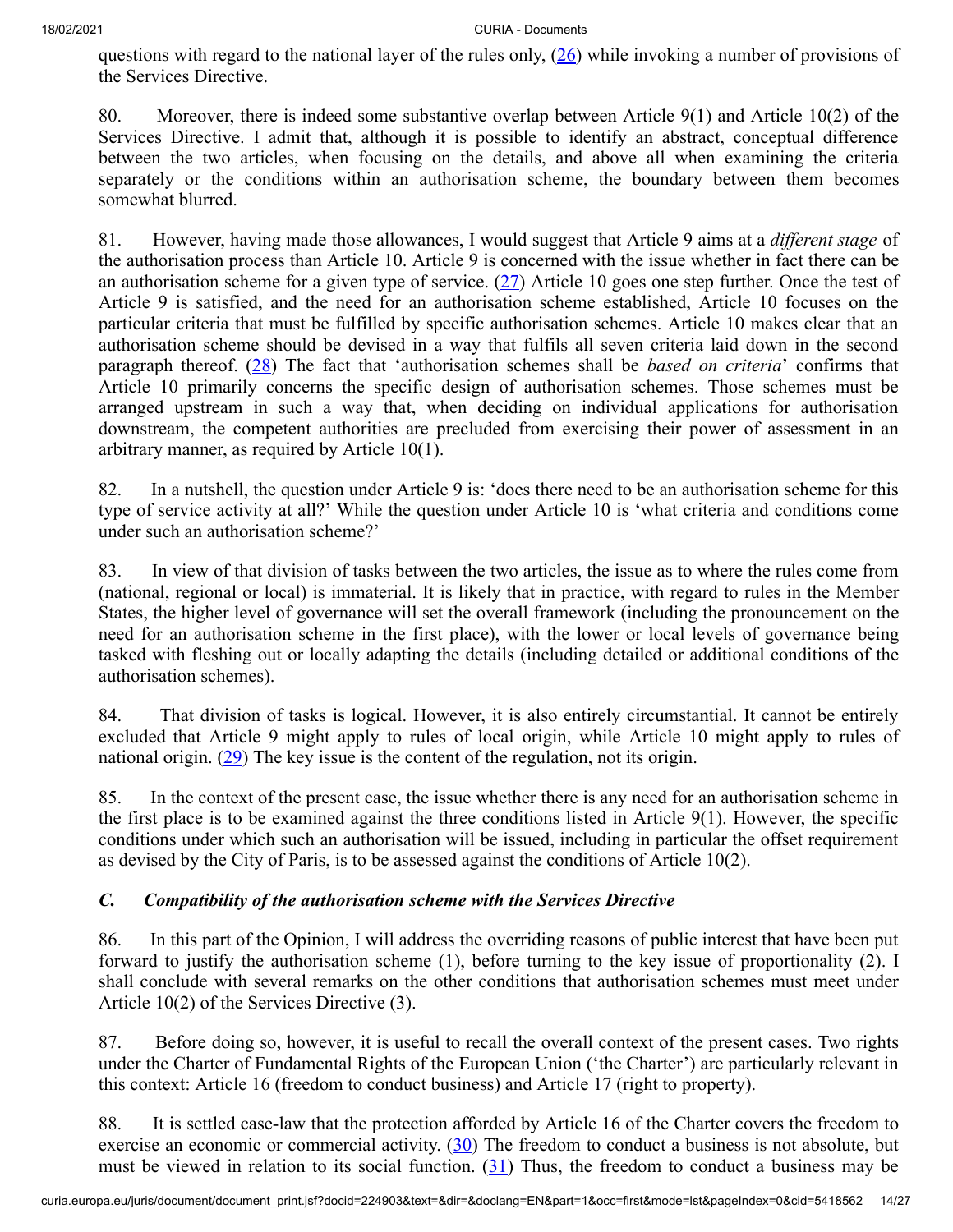questions with regard to the national layer of the rules only, (26) while invoking a number of provisions of the Services Directive.

80. Moreover, there is indeed some substantive overlap between Article 9(1) and Article 10(2) of the Services Directive. I admit that, although it is possible to identify an abstract, conceptual difference between the two articles, when focusing on the details, and above all when examining the criteria separately or the conditions within an authorisation scheme, the boundary between them becomes somewhat blurred.

81. However, having made those allowances, I would suggest that Article 9 aims at a *different stage* of the authorisation process than Article 10. Article 9 is concerned with the issue whether in fact there can be an authorisation scheme for a given type of service. (27) Article 10 goes one step further. Once the test of Article 9 is satisfied, and the need for an authorisation scheme established, Article 10 focuses on the particular criteria that must be fulfilled by specific authorisation schemes. Article 10 makes clear that an authorisation scheme should be devised in a way that fulfils all seven criteria laid down in the second paragraph thereof. (28) The fact that 'authorisation schemes shall be *based on criteria*' confirms that Article 10 primarily concerns the specific design of authorisation schemes. Those schemes must be arranged upstream in such a way that, when deciding on individual applications for authorisation downstream, the competent authorities are precluded from exercising their power of assessment in an arbitrary manner, as required by Article 10(1).

82. In a nutshell, the question under Article 9 is: 'does there need to be an authorisation scheme for this type of service activity at all?' While the question under Article 10 is 'what criteria and conditions come under such an authorisation scheme?'

83. In view of that division of tasks between the two articles, the issue as to where the rules come from (national, regional or local) is immaterial. It is likely that in practice, with regard to rules in the Member States, the higher level of governance will set the overall framework (including the pronouncement on the need for an authorisation scheme in the first place), with the lower or local levels of governance being tasked with fleshing out or locally adapting the details (including detailed or additional conditions of the authorisation schemes).

84. That division of tasks is logical. However, it is also entirely circumstantial. It cannot be entirely excluded that Article 9 might apply to rules of local origin, while Article 10 might apply to rules of national origin. (29) The key issue is the content of the regulation, not its origin.

85. In the context of the present case, the issue whether there is any need for an authorisation scheme in the first place is to be examined against the three conditions listed in Article 9(1). However, the specific conditions under which such an authorisation will be issued, including in particular the offset requirement as devised by the City of Paris, is to be assessed against the conditions of Article 10(2).

### *C. Compatibility of the authorisation scheme with the Services Directive*

86. In this part of the Opinion, I will address the overriding reasons of public interest that have been put forward to justify the authorisation scheme (1), before turning to the key issue of proportionality (2). I shall conclude with several remarks on the other conditions that authorisation schemes must meet under Article 10(2) of the Services Directive (3).

87. Before doing so, however, it is useful to recall the overall context of the present cases. Two rights under the Charter of Fundamental Rights of the European Union ('the Charter') are particularly relevant in this context: Article 16 (freedom to conduct business) and Article 17 (right to property).

88. It is settled case-law that the protection afforded by Article 16 of the Charter covers the freedom to exercise an economic or commercial activity. (30) The freedom to conduct a business is not absolute, but must be viewed in relation to its social function. (31) Thus, the freedom to conduct a business may be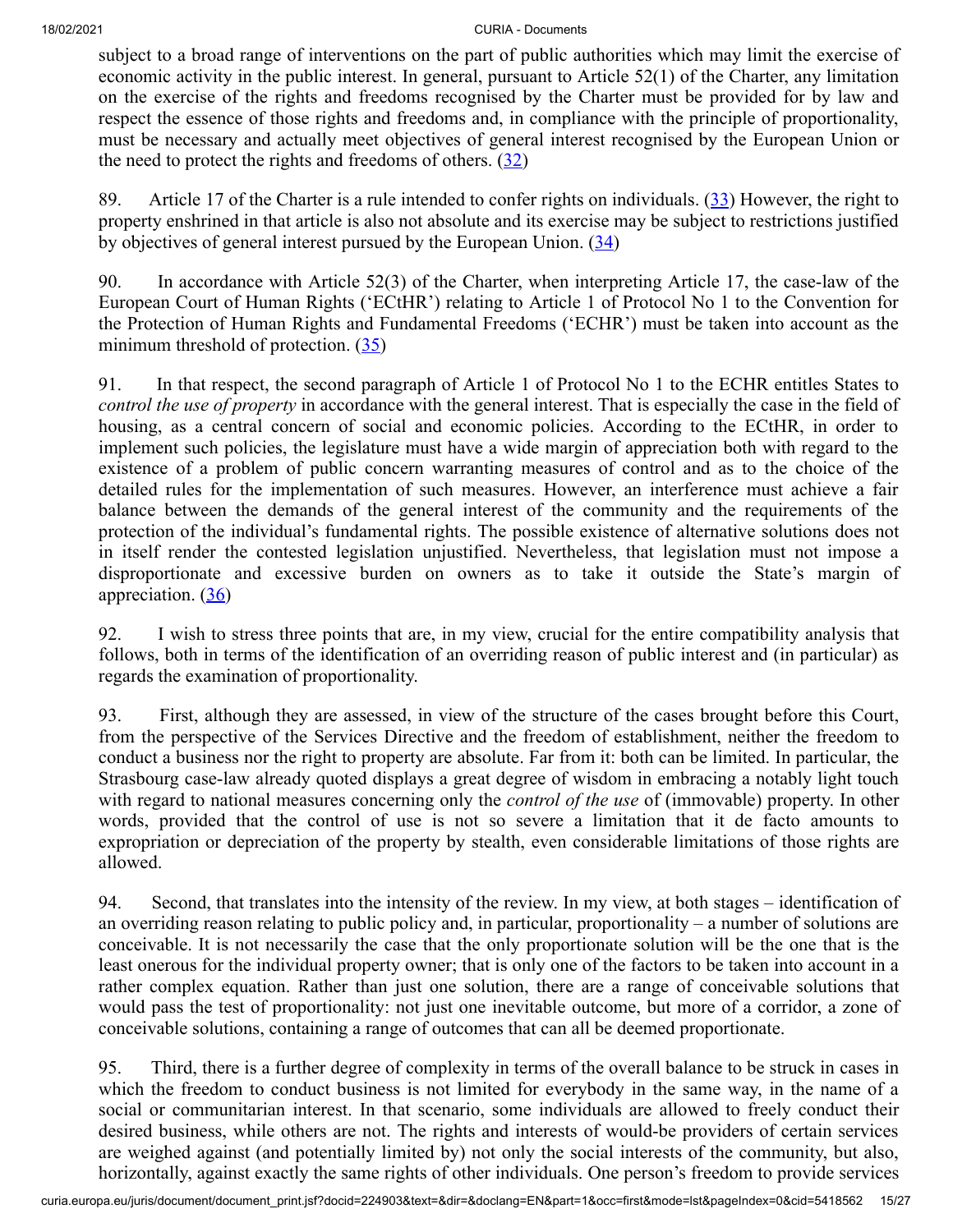subject to a broad range of interventions on the part of public authorities which may limit the exercise of economic activity in the public interest. In general, pursuant to Article 52(1) of the Charter, any limitation on the exercise of the rights and freedoms recognised by the Charter must be provided for by law and respect the essence of those rights and freedoms and, in compliance with the principle of proportionality, must be necessary and actually meet objectives of general interest recognised by the European Union or the need to protect the rights and freedoms of others. (32)

89. Article 17 of the Charter is a rule intended to confer rights on individuals. (33) However, the right to property enshrined in that article is also not absolute and its exercise may be subject to restrictions justified by objectives of general interest pursued by the European Union. (34)

90. In accordance with Article 52(3) of the Charter, when interpreting Article 17, the case-law of the European Court of Human Rights ('ECtHR') relating to Article 1 of Protocol No 1 to the Convention for the Protection of Human Rights and Fundamental Freedoms ('ECHR') must be taken into account as the minimum threshold of protection. (35)

91. In that respect, the second paragraph of Article 1 of Protocol No 1 to the ECHR entitles States to *control the use of property* in accordance with the general interest. That is especially the case in the field of housing, as a central concern of social and economic policies. According to the ECtHR, in order to implement such policies, the legislature must have a wide margin of appreciation both with regard to the existence of a problem of public concern warranting measures of control and as to the choice of the detailed rules for the implementation of such measures. However, an interference must achieve a fair balance between the demands of the general interest of the community and the requirements of the protection of the individual's fundamental rights. The possible existence of alternative solutions does not in itself render the contested legislation unjustified. Nevertheless, that legislation must not impose a disproportionate and excessive burden on owners as to take it outside the State's margin of appreciation. (36)

92. I wish to stress three points that are, in my view, crucial for the entire compatibility analysis that follows, both in terms of the identification of an overriding reason of public interest and (in particular) as regards the examination of proportionality.

93. First, although they are assessed, in view of the structure of the cases brought before this Court, from the perspective of the Services Directive and the freedom of establishment, neither the freedom to conduct a business nor the right to property are absolute. Far from it: both can be limited. In particular, the Strasbourg case-law already quoted displays a great degree of wisdom in embracing a notably light touch with regard to national measures concerning only the *control of the use* of (immovable) property. In other words, provided that the control of use is not so severe a limitation that it de facto amounts to expropriation or depreciation of the property by stealth, even considerable limitations of those rights are allowed.

94. Second, that translates into the intensity of the review. In my view, at both stages – identification of an overriding reason relating to public policy and, in particular, proportionality – a number of solutions are conceivable. It is not necessarily the case that the only proportionate solution will be the one that is the least onerous for the individual property owner; that is only one of the factors to be taken into account in a rather complex equation. Rather than just one solution, there are a range of conceivable solutions that would pass the test of proportionality: not just one inevitable outcome, but more of a corridor, a zone of conceivable solutions, containing a range of outcomes that can all be deemed proportionate.

95. Third, there is a further degree of complexity in terms of the overall balance to be struck in cases in which the freedom to conduct business is not limited for everybody in the same way, in the name of a social or communitarian interest. In that scenario, some individuals are allowed to freely conduct their desired business, while others are not. The rights and interests of would-be providers of certain services are weighed against (and potentially limited by) not only the social interests of the community, but also, horizontally, against exactly the same rights of other individuals. One person's freedom to provide services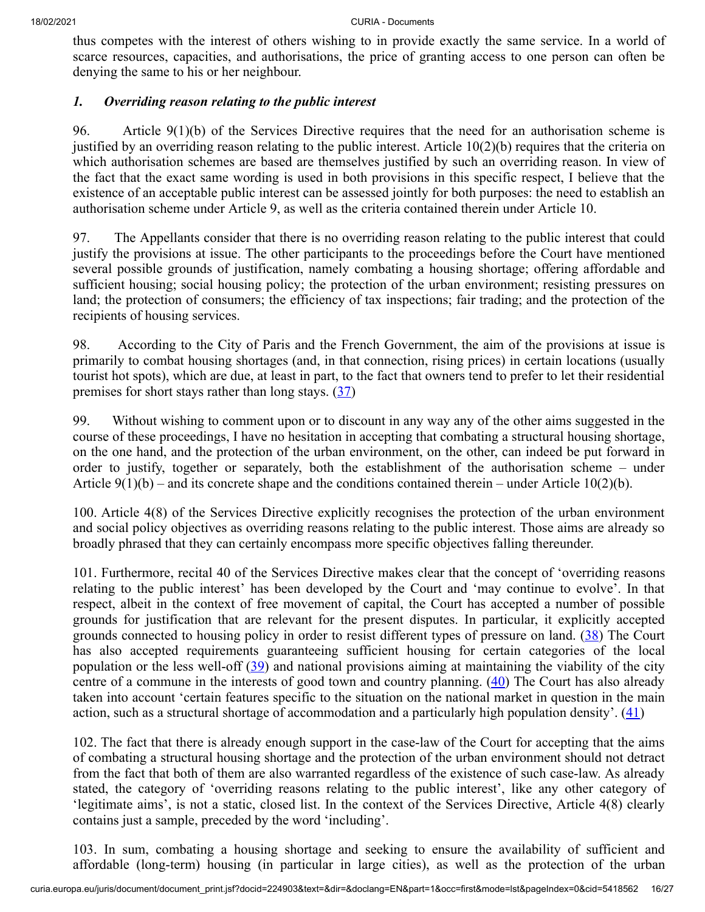thus competes with the interest of others wishing to in provide exactly the same service. In a world of scarce resources, capacities, and authorisations, the price of granting access to one person can often be denying the same to his or her neighbour.

### *1. Overriding reason relating to the public interest*

96. Article 9(1)(b) of the Services Directive requires that the need for an authorisation scheme is justified by an overriding reason relating to the public interest. Article 10(2)(b) requires that the criteria on which authorisation schemes are based are themselves justified by such an overriding reason. In view of the fact that the exact same wording is used in both provisions in this specific respect, I believe that the existence of an acceptable public interest can be assessed jointly for both purposes: the need to establish an authorisation scheme under Article 9, as well as the criteria contained therein under Article 10.

97. The Appellants consider that there is no overriding reason relating to the public interest that could justify the provisions at issue. The other participants to the proceedings before the Court have mentioned several possible grounds of justification, namely combating a housing shortage; offering affordable and sufficient housing; social housing policy; the protection of the urban environment; resisting pressures on land; the protection of consumers; the efficiency of tax inspections; fair trading; and the protection of the recipients of housing services.

98. According to the City of Paris and the French Government, the aim of the provisions at issue is primarily to combat housing shortages (and, in that connection, rising prices) in certain locations (usually tourist hot spots), which are due, at least in part, to the fact that owners tend to prefer to let their residential premises for short stays rather than long stays. (37)

99. Without wishing to comment upon or to discount in any way any of the other aims suggested in the course of these proceedings, I have no hesitation in accepting that combating a structural housing shortage, on the one hand, and the protection of the urban environment, on the other, can indeed be put forward in order to justify, together or separately, both the establishment of the authorisation scheme – under Article 9(1)(b) – and its concrete shape and the conditions contained therein – under Article 10(2)(b).

100. Article 4(8) of the Services Directive explicitly recognises the protection of the urban environment and social policy objectives as overriding reasons relating to the public interest. Those aims are already so broadly phrased that they can certainly encompass more specific objectives falling thereunder.

101. Furthermore, recital 40 of the Services Directive makes clear that the concept of 'overriding reasons relating to the public interest' has been developed by the Court and 'may continue to evolve'. In that respect, albeit in the context of free movement of capital, the Court has accepted a number of possible grounds for justification that are relevant for the present disputes. In particular, it explicitly accepted grounds connected to housing policy in order to resist different types of pressure on land. (38) The Court has also accepted requirements guaranteeing sufficient housing for certain categories of the local population or the less well-off (39) and national provisions aiming at maintaining the viability of the city centre of a commune in the interests of good town and country planning. (40) The Court has also already taken into account 'certain features specific to the situation on the national market in question in the main action, such as a structural shortage of accommodation and a particularly high population density'. (41)

102. The fact that there is already enough support in the case-law of the Court for accepting that the aims of combating a structural housing shortage and the protection of the urban environment should not detract from the fact that both of them are also warranted regardless of the existence of such case-law. As already stated, the category of 'overriding reasons relating to the public interest', like any other category of 'legitimate aims', is not a static, closed list. In the context of the Services Directive, Article 4(8) clearly contains just a sample, preceded by the word 'including'.

103. In sum, combating a housing shortage and seeking to ensure the availability of sufficient and affordable (long-term) housing (in particular in large cities), as well as the protection of the urban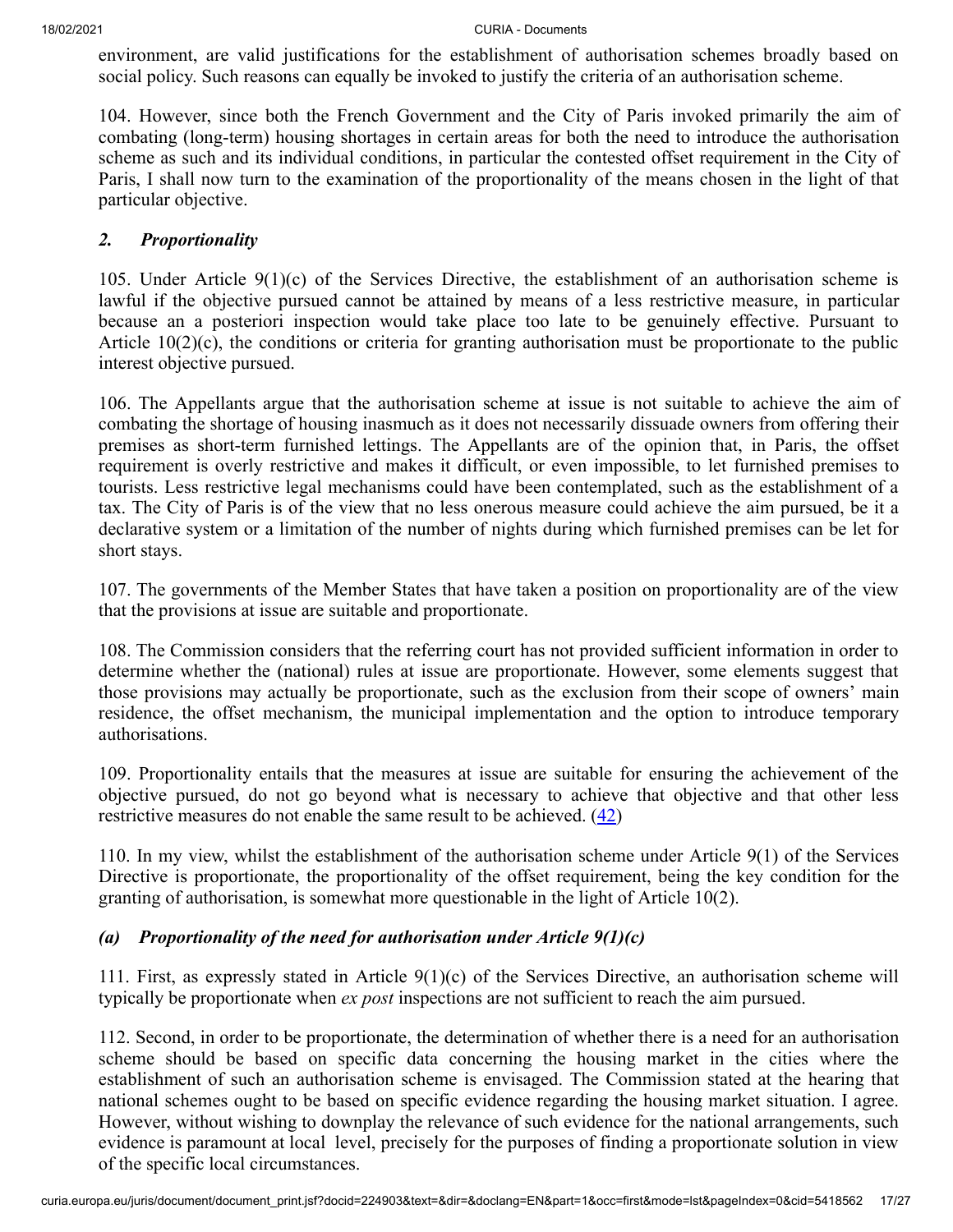environment, are valid justifications for the establishment of authorisation schemes broadly based on social policy. Such reasons can equally be invoked to justify the criteria of an authorisation scheme.

104. However, since both the French Government and the City of Paris invoked primarily the aim of combating (long-term) housing shortages in certain areas for both the need to introduce the authorisation scheme as such and its individual conditions, in particular the contested offset requirement in the City of Paris, I shall now turn to the examination of the proportionality of the means chosen in the light of that particular objective.

### *2. Proportionality*

105. Under Article 9(1)(c) of the Services Directive, the establishment of an authorisation scheme is lawful if the objective pursued cannot be attained by means of a less restrictive measure, in particular because an a posteriori inspection would take place too late to be genuinely effective. Pursuant to Article 10(2)(c), the conditions or criteria for granting authorisation must be proportionate to the public interest objective pursued.

106. The Appellants argue that the authorisation scheme at issue is not suitable to achieve the aim of combating the shortage of housing inasmuch as it does not necessarily dissuade owners from offering their premises as short-term furnished lettings. The Appellants are of the opinion that, in Paris, the offset requirement is overly restrictive and makes it difficult, or even impossible, to let furnished premises to tourists. Less restrictive legal mechanisms could have been contemplated, such as the establishment of a tax. The City of Paris is of the view that no less onerous measure could achieve the aim pursued, be it a declarative system or a limitation of the number of nights during which furnished premises can be let for short stays.

107. The governments of the Member States that have taken a position on proportionality are of the view that the provisions at issue are suitable and proportionate.

108. The Commission considers that the referring court has not provided sufficient information in order to determine whether the (national) rules at issue are proportionate. However, some elements suggest that those provisions may actually be proportionate, such as the exclusion from their scope of owners' main residence, the offset mechanism, the municipal implementation and the option to introduce temporary authorisations.

109. Proportionality entails that the measures at issue are suitable for ensuring the achievement of the objective pursued, do not go beyond what is necessary to achieve that objective and that other less restrictive measures do not enable the same result to be achieved. (42)

110. In my view, whilst the establishment of the authorisation scheme under Article 9(1) of the Services Directive is proportionate, the proportionality of the offset requirement, being the key condition for the granting of authorisation, is somewhat more questionable in the light of Article 10(2).

#### *(a) Proportionality of the need for authorisation under Article 9(1)(c)*

111. First, as expressly stated in Article 9(1)(c) of the Services Directive, an authorisation scheme will typically be proportionate when *ex post* inspections are not sufficient to reach the aim pursued.

112. Second, in order to be proportionate, the determination of whether there is a need for an authorisation scheme should be based on specific data concerning the housing market in the cities where the establishment of such an authorisation scheme is envisaged. The Commission stated at the hearing that national schemes ought to be based on specific evidence regarding the housing market situation. I agree. However, without wishing to downplay the relevance of such evidence for the national arrangements, such evidence is paramount at local level, precisely for the purposes of finding a proportionate solution in view of the specific local circumstances.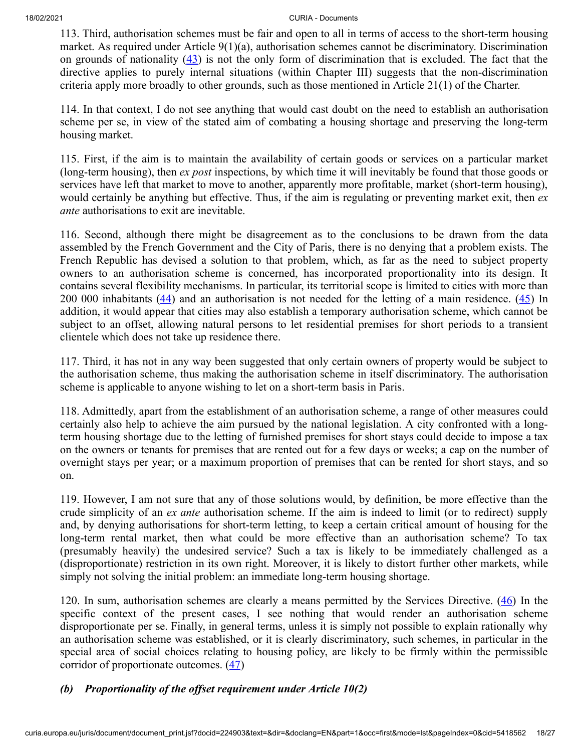113. Third, authorisation schemes must be fair and open to all in terms of access to the short-term housing market. As required under Article 9(1)(a), authorisation schemes cannot be discriminatory. Discrimination on grounds of nationality (43) is not the only form of discrimination that is excluded. The fact that the directive applies to purely internal situations (within Chapter III) suggests that the non-discrimination criteria apply more broadly to other grounds, such as those mentioned in Article 21(1) of the Charter.

114. In that context, I do not see anything that would cast doubt on the need to establish an authorisation scheme per se, in view of the stated aim of combating a housing shortage and preserving the long-term housing market.

115. First, if the aim is to maintain the availability of certain goods or services on a particular market (long-term housing), then *ex post* inspections, by which time it will inevitably be found that those goods or services have left that market to move to another, apparently more profitable, market (short-term housing), would certainly be anything but effective. Thus, if the aim is regulating or preventing market exit, then *ex ante* authorisations to exit are inevitable.

116. Second, although there might be disagreement as to the conclusions to be drawn from the data assembled by the French Government and the City of Paris, there is no denying that a problem exists. The French Republic has devised a solution to that problem, which, as far as the need to subject property owners to an authorisation scheme is concerned, has incorporated proportionality into its design. It contains several flexibility mechanisms. In particular, its territorial scope is limited to cities with more than 200 000 inhabitants (44) and an authorisation is not needed for the letting of a main residence. (45) In addition, it would appear that cities may also establish a temporary authorisation scheme, which cannot be subject to an offset, allowing natural persons to let residential premises for short periods to a transient clientele which does not take up residence there.

117. Third, it has not in any way been suggested that only certain owners of property would be subject to the authorisation scheme, thus making the authorisation scheme in itself discriminatory. The authorisation scheme is applicable to anyone wishing to let on a short-term basis in Paris.

118. Admittedly, apart from the establishment of an authorisation scheme, a range of other measures could certainly also help to achieve the aim pursued by the national legislation. A city confronted with a long-term housing shortage due to the letting of furnished premises for short stays could decide to impose a tax on the owners or tenants for premises that are rented out for a few days or weeks; a cap on the number of overnight stays per year; or a maximum proportion of premises that can be rented for short stays, and so on.

119. However, I am not sure that any of those solutions would, by definition, be more effective than the crude simplicity of an *ex ante* authorisation scheme. If the aim is indeed to limit (or to redirect) supply and, by denying authorisations for short-term letting, to keep a certain critical amount of housing for the long-term rental market, then what could be more effective than an authorisation scheme? To tax (presumably heavily) the undesired service? Such a tax is likely to be immediately challenged as a (disproportionate) restriction in its own right. Moreover, it is likely to distort further other markets, while simply not solving the initial problem: an immediate long-term housing shortage.

120. In sum, authorisation schemes are clearly a means permitted by the Services Directive. (46) In the specific context of the present cases, I see nothing that would render an authorisation scheme disproportionate per se. Finally, in general terms, unless it is simply not possible to explain rationally why an authorisation scheme was established, or it is clearly discriminatory, such schemes, in particular in the special area of social choices relating to housing policy, are likely to be firmly within the permissible corridor of proportionate outcomes. (47)

### *(b) Proportionality of the offset requirement under Article 10(2)*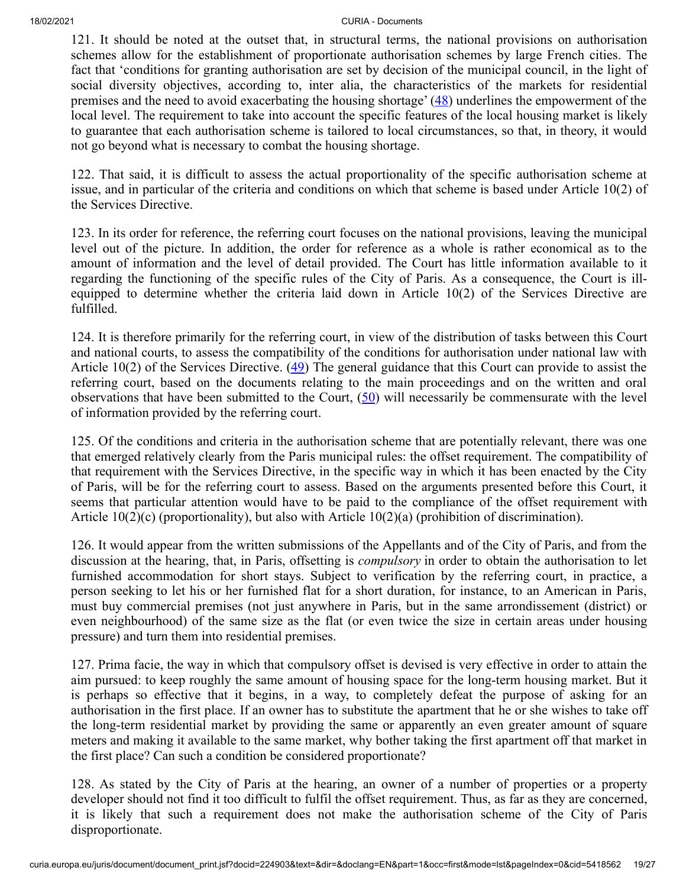121. It should be noted at the outset that, in structural terms, the national provisions on authorisation schemes allow for the establishment of proportionate authorisation schemes by large French cities. The fact that 'conditions for granting authorisation are set by decision of the municipal council, in the light of social diversity objectives, according to, inter alia, the characteristics of the markets for residential premises and the need to avoid exacerbating the housing shortage' (48) underlines the empowerment of the local level. The requirement to take into account the specific features of the local housing market is likely to guarantee that each authorisation scheme is tailored to local circumstances, so that, in theory, it would not go beyond what is necessary to combat the housing shortage.

122. That said, it is difficult to assess the actual proportionality of the specific authorisation scheme at issue, and in particular of the criteria and conditions on which that scheme is based under Article 10(2) of the Services Directive.

123. In its order for reference, the referring court focuses on the national provisions, leaving the municipal level out of the picture. In addition, the order for reference as a whole is rather economical as to the amount of information and the level of detail provided. The Court has little information available to it regarding the functioning of the specific rules of the City of Paris. As a consequence, the Court is ill-equipped to determine whether the criteria laid down in Article 10(2) of the Services Directive are fulfilled.

124. It is therefore primarily for the referring court, in view of the distribution of tasks between this Court and national courts, to assess the compatibility of the conditions for authorisation under national law with Article 10(2) of the Services Directive. (49) The general guidance that this Court can provide to assist the referring court, based on the documents relating to the main proceedings and on the written and oral observations that have been submitted to the Court, (50) will necessarily be commensurate with the level of information provided by the referring court.

125. Of the conditions and criteria in the authorisation scheme that are potentially relevant, there was one that emerged relatively clearly from the Paris municipal rules: the offset requirement. The compatibility of that requirement with the Services Directive, in the specific way in which it has been enacted by the City of Paris, will be for the referring court to assess. Based on the arguments presented before this Court, it seems that particular attention would have to be paid to the compliance of the offset requirement with Article 10(2)(c) (proportionality), but also with Article 10(2)(a) (prohibition of discrimination).

126. It would appear from the written submissions of the Appellants and of the City of Paris, and from the discussion at the hearing, that, in Paris, offsetting is *compulsory* in order to obtain the authorisation to let furnished accommodation for short stays. Subject to verification by the referring court, in practice, a person seeking to let his or her furnished flat for a short duration, for instance, to an American in Paris, must buy commercial premises (not just anywhere in Paris, but in the same arrondissement (district) or even neighbourhood) of the same size as the flat (or even twice the size in certain areas under housing pressure) and turn them into residential premises.

127. Prima facie, the way in which that compulsory offset is devised is very effective in order to attain the aim pursued: to keep roughly the same amount of housing space for the long-term housing market. But it is perhaps so effective that it begins, in a way, to completely defeat the purpose of asking for an authorisation in the first place. If an owner has to substitute the apartment that he or she wishes to take off the long-term residential market by providing the same or apparently an even greater amount of square meters and making it available to the same market, why bother taking the first apartment off that market in the first place? Can such a condition be considered proportionate?

128. As stated by the City of Paris at the hearing, an owner of a number of properties or a property developer should not find it too difficult to fulfil the offset requirement. Thus, as far as they are concerned, it is likely that such a requirement does not make the authorisation scheme of the City of Paris disproportionate.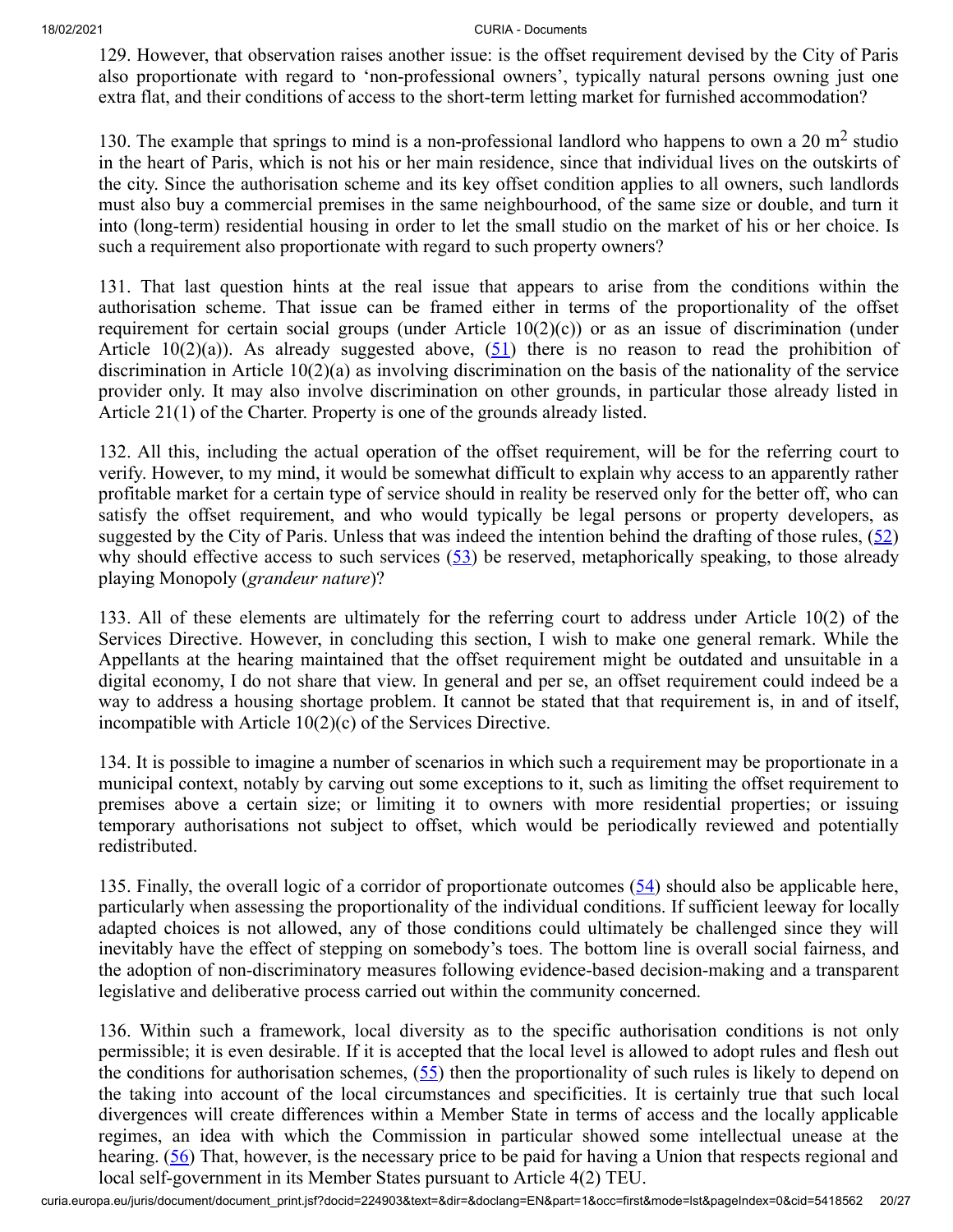129. However, that observation raises another issue: is the offset requirement devised by the City of Paris also proportionate with regard to 'non-professional owners', typically natural persons owning just one extra flat, and their conditions of access to the short-term letting market for furnished accommodation?

130. The example that springs to mind is a non-professional landlord who happens to own a 20 $m^2$ studio in the heart of Paris, which is not his or her main residence, since that individual lives on the outskirts of the city. Since the authorisation scheme and its key offset condition applies to all owners, such landlords must also buy a commercial premises in the same neighbourhood, of the same size or double, and turn it into (long-term) residential housing in order to let the small studio on the market of his or her choice. Is such a requirement also proportionate with regard to such property owners?

131. That last question hints at the real issue that appears to arise from the conditions within the authorisation scheme. That issue can be framed either in terms of the proportionality of the offset requirement for certain social groups (under Article 10(2)(c)) or as an issue of discrimination (under Article 10(2)(a)). As already suggested above, (51) there is no reason to read the prohibition of discrimination in Article 10(2)(a) as involving discrimination on the basis of the nationality of the service provider only. It may also involve discrimination on other grounds, in particular those already listed in Article 21(1) of the Charter. Property is one of the grounds already listed.

132. All this, including the actual operation of the offset requirement, will be for the referring court to verify. However, to my mind, it would be somewhat difficult to explain why access to an apparently rather profitable market for a certain type of service should in reality be reserved only for the better off, who can satisfy the offset requirement, and who would typically be legal persons or property developers, as suggested by the City of Paris. Unless that was indeed the intention behind the drafting of those rules, (52) why should effective access to such services (53) be reserved, metaphorically speaking, to those already playing Monopoly (*grandeur nature*)?

133. All of these elements are ultimately for the referring court to address under Article 10(2) of the Services Directive. However, in concluding this section, I wish to make one general remark. While the Appellants at the hearing maintained that the offset requirement might be outdated and unsuitable in a digital economy, I do not share that view. In general and per se, an offset requirement could indeed be a way to address a housing shortage problem. It cannot be stated that that requirement is, in and of itself, incompatible with Article 10(2)(c) of the Services Directive.

134. It is possible to imagine a number of scenarios in which such a requirement may be proportionate in a municipal context, notably by carving out some exceptions to it, such as limiting the offset requirement to premises above a certain size; or limiting it to owners with more residential properties; or issuing temporary authorisations not subject to offset, which would be periodically reviewed and potentially redistributed.

135. Finally, the overall logic of a corridor of proportionate outcomes (54) should also be applicable here, particularly when assessing the proportionality of the individual conditions. If sufficient leeway for locally adapted choices is not allowed, any of those conditions could ultimately be challenged since they will inevitably have the effect of stepping on somebody's toes. The bottom line is overall social fairness, and the adoption of non-discriminatory measures following evidence-based decision-making and a transparent legislative and deliberative process carried out within the community concerned.

136. Within such a framework, local diversity as to the specific authorisation conditions is not only permissible; it is even desirable. If it is accepted that the local level is allowed to adopt rules and flesh out the conditions for authorisation schemes, (55) then the proportionality of such rules is likely to depend on the taking into account of the local circumstances and specificities. It is certainly true that such local divergences will create differences within a Member State in terms of access and the locally applicable regimes, an idea with which the Commission in particular showed some intellectual unease at the hearing. (56) That, however, is the necessary price to be paid for having a Union that respects regional and local self-government in its Member States pursuant to Article 4(2) TEU.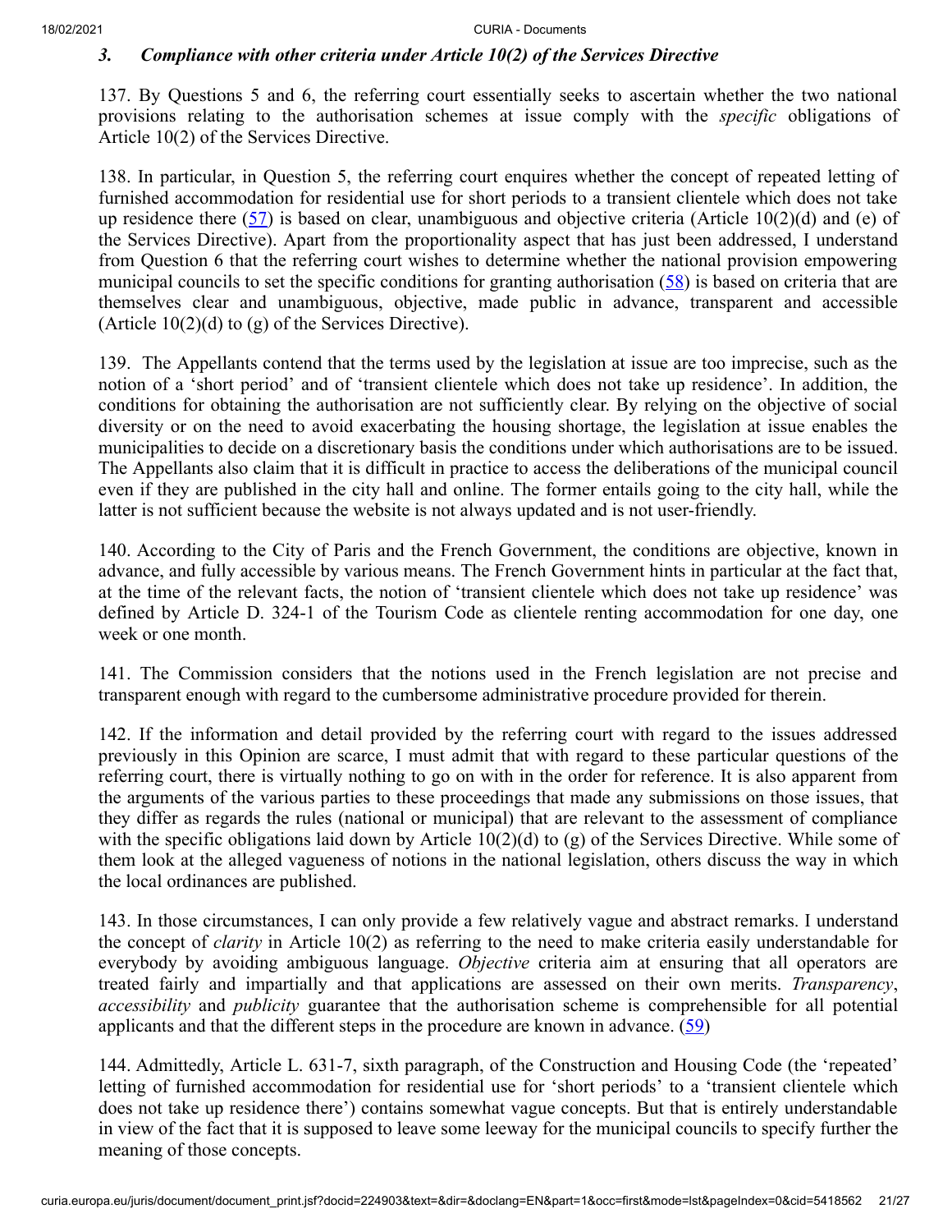### *3. Compliance with other criteria under Article 10(2) of the Services Directive*

137. By Questions 5 and 6, the referring court essentially seeks to ascertain whether the two national provisions relating to the authorisation schemes at issue comply with the *specific* obligations of Article 10(2) of the Services Directive.

138. In particular, in Question 5, the referring court enquires whether the concept of repeated letting of furnished accommodation for residential use for short periods to a transient clientele which does not take up residence there (57) is based on clear, unambiguous and objective criteria (Article 10(2)(d) and (e) of the Services Directive). Apart from the proportionality aspect that has just been addressed, I understand from Question 6 that the referring court wishes to determine whether the national provision empowering municipal councils to set the specific conditions for granting authorisation (58) is based on criteria that are themselves clear and unambiguous, objective, made public in advance, transparent and accessible (Article 10(2)(d) to (g) of the Services Directive).

139. The Appellants contend that the terms used by the legislation at issue are too imprecise, such as the notion of a 'short period' and of 'transient clientele which does not take up residence'. In addition, the conditions for obtaining the authorisation are not sufficiently clear. By relying on the objective of social diversity or on the need to avoid exacerbating the housing shortage, the legislation at issue enables the municipalities to decide on a discretionary basis the conditions under which authorisations are to be issued. The Appellants also claim that it is difficult in practice to access the deliberations of the municipal council even if they are published in the city hall and online. The former entails going to the city hall, while the latter is not sufficient because the website is not always updated and is not user-friendly.

140. According to the City of Paris and the French Government, the conditions are objective, known in advance, and fully accessible by various means. The French Government hints in particular at the fact that, at the time of the relevant facts, the notion of 'transient clientele which does not take up residence' was defined by Article D. 324-1 of the Tourism Code as clientele renting accommodation for one day, one week or one month.

141. The Commission considers that the notions used in the French legislation are not precise and transparent enough with regard to the cumbersome administrative procedure provided for therein.

142. If the information and detail provided by the referring court with regard to the issues addressed previously in this Opinion are scarce, I must admit that with regard to these particular questions of the referring court, there is virtually nothing to go on with in the order for reference. It is also apparent from the arguments of the various parties to these proceedings that made any submissions on those issues, that they differ as regards the rules (national or municipal) that are relevant to the assessment of compliance with the specific obligations laid down by Article 10(2)(d) to (g) of the Services Directive. While some of them look at the alleged vagueness of notions in the national legislation, others discuss the way in which the local ordinances are published.

143. In those circumstances, I can only provide a few relatively vague and abstract remarks. I understand the concept of *clarity* in Article 10(2) as referring to the need to make criteria easily understandable for everybody by avoiding ambiguous language. *Objective* criteria aim at ensuring that all operators are treated fairly and impartially and that applications are assessed on their own merits. *Transparency*, *accessibility* and *publicity* guarantee that the authorisation scheme is comprehensible for all potential applicants and that the different steps in the procedure are known in advance. (59)

144. Admittedly, Article L. 631-7, sixth paragraph, of the Construction and Housing Code (the 'repeated' letting of furnished accommodation for residential use for 'short periods' to a 'transient clientele which does not take up residence there') contains somewhat vague concepts. But that is entirely understandable in view of the fact that it is supposed to leave some leeway for the municipal councils to specify further the meaning of those concepts.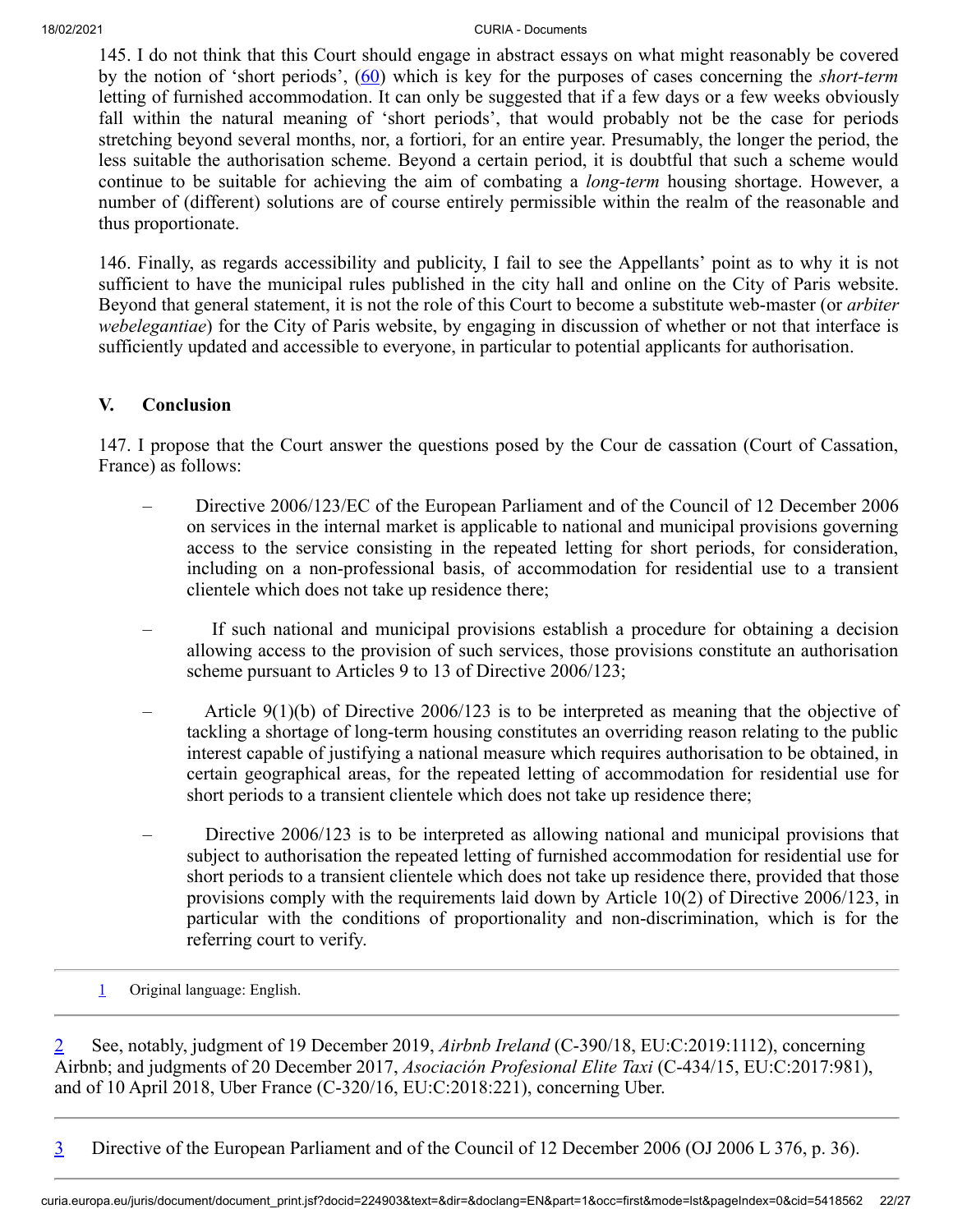145. I do not think that this Court should engage in abstract essays on what might reasonably be covered by the notion of 'short periods', (60) which is key for the purposes of cases concerning the *short-term* letting of furnished accommodation. It can only be suggested that if a few days or a few weeks obviously fall within the natural meaning of 'short periods', that would probably not be the case for periods stretching beyond several months, nor, a fortiori, for an entire year. Presumably, the longer the period, the less suitable the authorisation scheme. Beyond a certain period, it is doubtful that such a scheme would continue to be suitable for achieving the aim of combating a *long-term* housing shortage. However, a number of (different) solutions are of course entirely permissible within the realm of the reasonable and thus proportionate.

146. Finally, as regards accessibility and publicity, I fail to see the Appellants' point as to why it is not sufficient to have the municipal rules published in the city hall and online on the City of Paris website. Beyond that general statement, it is not the role of this Court to become a substitute web-master (or *arbiter webelegantiae*) for the City of Paris website, by engaging in discussion of whether or not that interface is sufficiently updated and accessible to everyone, in particular to potential applicants for authorisation.

## V. Conclusion

147. I propose that the Court answer the questions posed by the Cour de cassation (Court of Cassation, France) as follows:

– Directive 2006/123/EC of the European Parliament and of the Council of 12 December 2006 on services in the internal market is applicable to national and municipal provisions governing access to the service consisting in the repeated letting for short periods, for consideration, including on a non-professional basis, of accommodation for residential use to a transient clientele which does not take up residence there;

– If such national and municipal provisions establish a procedure for obtaining a decision allowing access to the provision of such services, those provisions constitute an authorisation scheme pursuant to Articles 9 to 13 of Directive 2006/123;

– Article 9(1)(b) of Directive 2006/123 is to be interpreted as meaning that the objective of tackling a shortage of long-term housing constitutes an overriding reason relating to the public interest capable of justifying a national measure which requires authorisation to be obtained, in certain geographical areas, for the repeated letting of accommodation for residential use for short periods to a transient clientele which does not take up residence there;

– Directive 2006/123 is to be interpreted as allowing national and municipal provisions that subject to authorisation the repeated letting of furnished accommodation for residential use for short periods to a transient clientele which does not take up residence there, provided that those provisions comply with the requirements laid down by Article 10(2) of Directive 2006/123, in particular with the conditions of proportionality and non-discrimination, which is for the referring court to verify.

---

1 Original language: English.

---

2 See, notably, judgment of 19 December 2019, *Airbnb Ireland* (C-390/18, EU:C:2019:1112), concerning Airbnb; and judgments of 20 December 2017, *Asociación Profesional Elite Taxi* (C-434/15, EU:C:2017:981), and of 10 April 2018, Uber France (C-320/16, EU:C:2018:221), concerning Uber.

---

3 Directive of the European Parliament and of the Council of 12 December 2006 (OJ 2006 L 376, p. 36).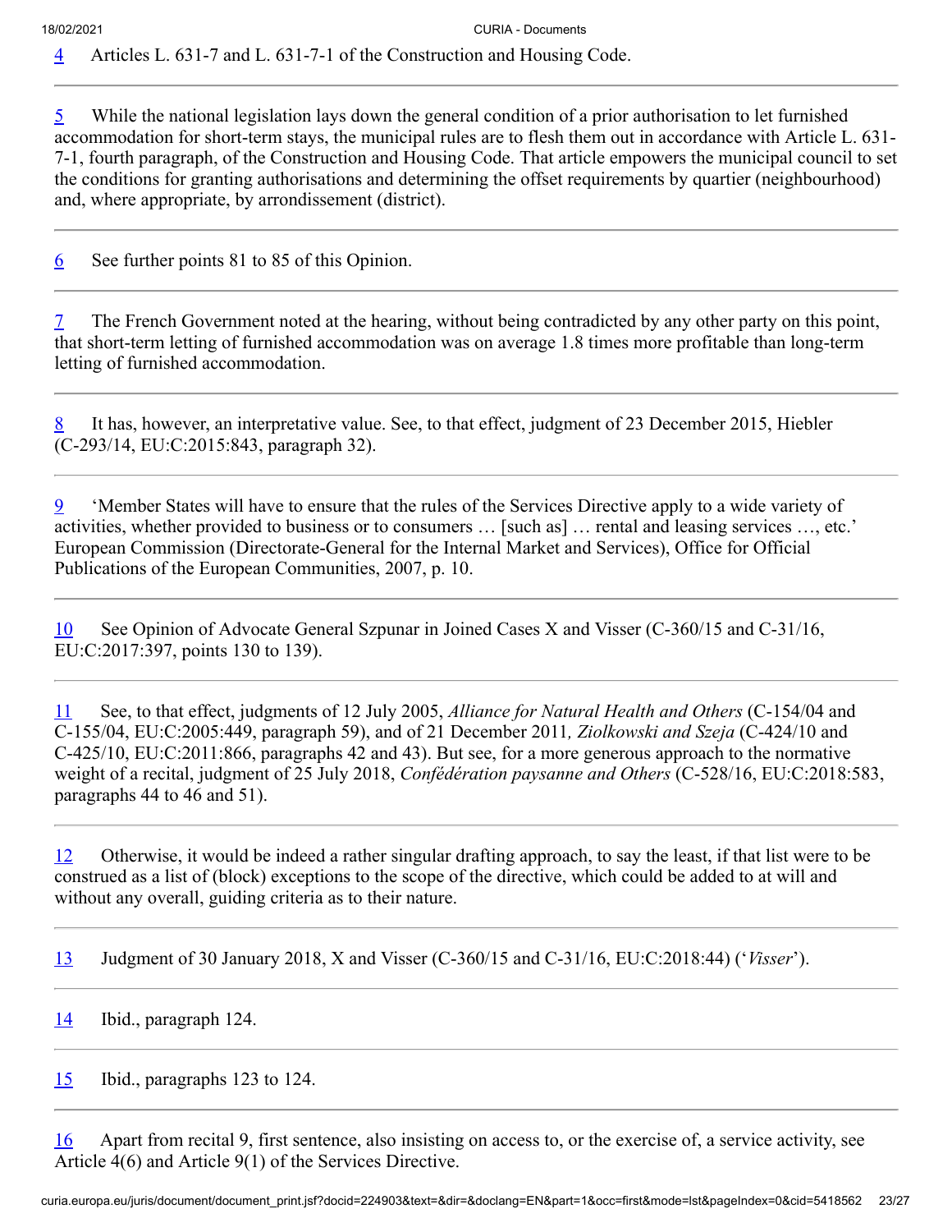4 Articles L. 631-7 and L. 631-7-1 of the Construction and Housing Code.

---

5 While the national legislation lays down the general condition of a prior authorisation to let furnished accommodation for short-term stays, the municipal rules are to flesh them out in accordance with Article L. 631-7-1, fourth paragraph, of the Construction and Housing Code. That article empowers the municipal council to set the conditions for granting authorisations and determining the offset requirements by quartier (neighbourhood) and, where appropriate, by arrondissement (district).

---

6 See further points 81 to 85 of this Opinion.

---

7 The French Government noted at the hearing, without being contradicted by any other party on this point, that short-term letting of furnished accommodation was on average 1.8 times more profitable than long-term letting of furnished accommodation.

---

8 It has, however, an interpretative value. See, to that effect, judgment of 23 December 2015, Hiebler (C-293/14, EU:C:2015:843, paragraph 32).

---

9 'Member States will have to ensure that the rules of the Services Directive apply to a wide variety of activities, whether provided to business or to consumers … [such as] … rental and leasing services …, etc.' European Commission (Directorate-General for the Internal Market and Services), Office for Official Publications of the European Communities, 2007, p. 10.

---

10 See Opinion of Advocate General Szpunar in Joined Cases X and Visser (C-360/15 and C-31/16, EU:C:2017:397, points 130 to 139).

---

11 See, to that effect, judgments of 12 July 2005, *Alliance for Natural Health and Others* (C-154/04 and C-155/04, EU:C:2005:449, paragraph 59), and of 21 December 2011*, Ziolkowski and Szeja* (C-424/10 and C-425/10, EU:C:2011:866, paragraphs 42 and 43). But see, for a more generous approach to the normative weight of a recital, judgment of 25 July 2018, *Confédération paysanne and Others* (C-528/16, EU:C:2018:583, paragraphs 44 to 46 and 51).

---

12 Otherwise, it would be indeed a rather singular drafting approach, to say the least, if that list were to be construed as a list of (block) exceptions to the scope of the directive, which could be added to at will and without any overall, guiding criteria as to their nature.

---

13 Judgment of 30 January 2018, X and Visser (C-360/15 and C-31/16, EU:C:2018:44) ('*Visser*').

---

14 Ibid., paragraph 124.

---

15 Ibid., paragraphs 123 to 124.

---

16 Apart from recital 9, first sentence, also insisting on access to, or the exercise of, a service activity, see Article 4(6) and Article 9(1) of the Services Directive.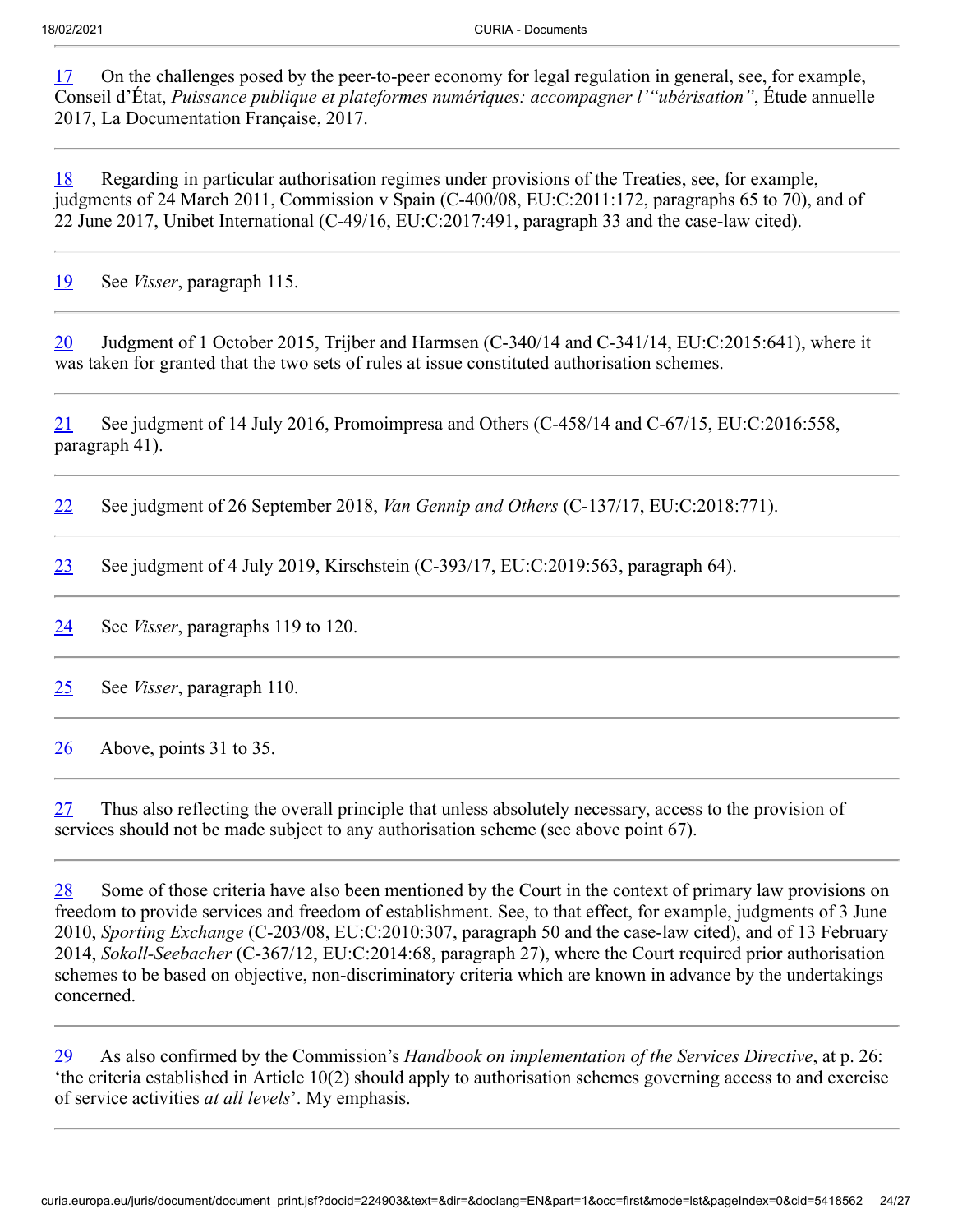17 On the challenges posed by the peer-to-peer economy for legal regulation in general, see, for example, Conseil d'État, *Puissance publique et plateformes numériques: accompagner l'"ubérisation"*, Étude annuelle 2017, La Documentation Française, 2017.

---

18 Regarding in particular authorisation regimes under provisions of the Treaties, see, for example, judgments of 24 March 2011, Commission v Spain (C-400/08, EU:C:2011:172, paragraphs 65 to 70), and of 22 June 2017, Unibet International (C-49/16, EU:C:2017:491, paragraph 33 and the case-law cited).

---

19 See *Visser*, paragraph 115.

---

20 Judgment of 1 October 2015, Trijber and Harmsen (C-340/14 and C-341/14, EU:C:2015:641), where it was taken for granted that the two sets of rules at issue constituted authorisation schemes.

---

21 See judgment of 14 July 2016, Promoimpresa and Others (C-458/14 and C-67/15, EU:C:2016:558, paragraph 41).

---

22 See judgment of 26 September 2018, *Van Gennip and Others* (C-137/17, EU:C:2018:771).

---

23 See judgment of 4 July 2019, Kirschstein (C-393/17, EU:C:2019:563, paragraph 64).

---

24 See *Visser*, paragraphs 119 to 120.

---

25 See *Visser*, paragraph 110.

---

26 Above, points 31 to 35.

---

27 Thus also reflecting the overall principle that unless absolutely necessary, access to the provision of services should not be made subject to any authorisation scheme (see above point 67).

---

28 Some of those criteria have also been mentioned by the Court in the context of primary law provisions on freedom to provide services and freedom of establishment. See, to that effect, for example, judgments of 3 June 2010, *Sporting Exchange* (C-203/08, EU:C:2010:307, paragraph 50 and the case-law cited), and of 13 February 2014, *Sokoll-Seebacher* (C-367/12, EU:C:2014:68, paragraph 27), where the Court required prior authorisation schemes to be based on objective, non-discriminatory criteria which are known in advance by the undertakings concerned.

---

29 As also confirmed by the Commission's *Handbook on implementation of the Services Directive*, at p. 26: 'the criteria established in Article 10(2) should apply to authorisation schemes governing access to and exercise of service activities *at all levels*'. My emphasis.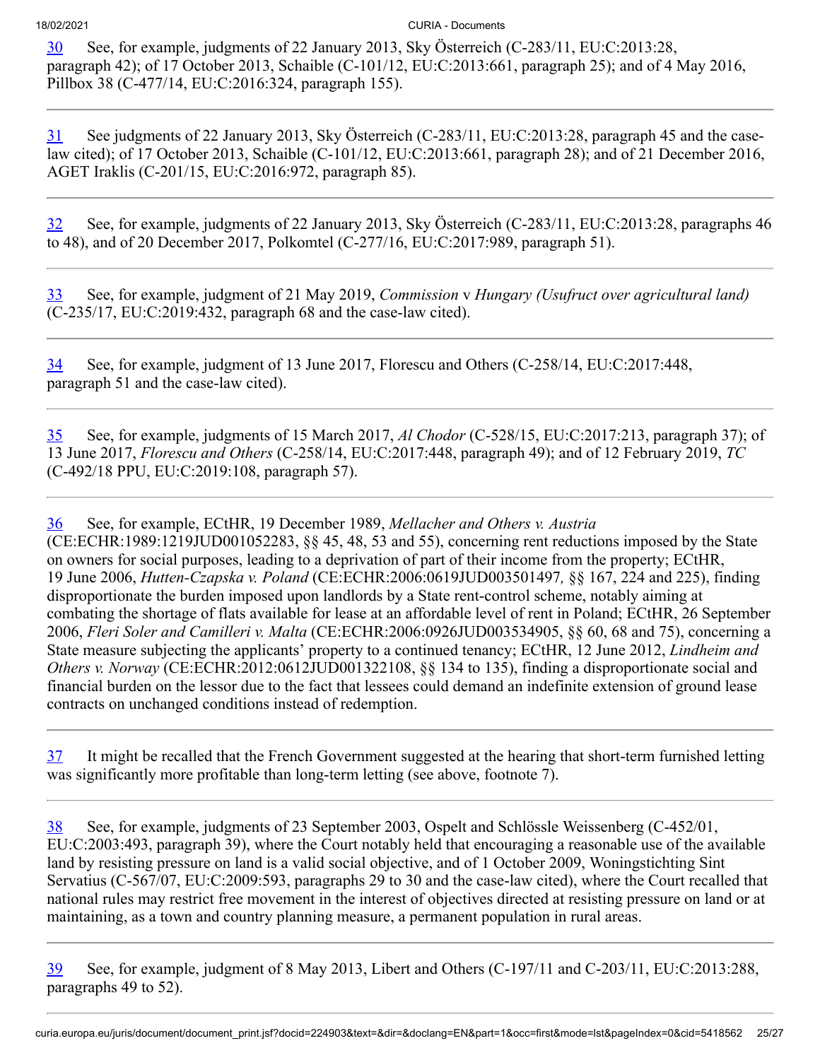30 See, for example, judgments of 22 January 2013, Sky Österreich (C‑283/11, EU:C:2013:28, paragraph 42); of 17 October 2013, Schaible (C‑101/12, EU:C:2013:661, paragraph 25); and of 4 May 2016, Pillbox 38 (C‑477/14, EU:C:2016:324, paragraph 155).

---

31 See judgments of 22 January 2013, Sky Österreich (C‑283/11, EU:C:2013:28, paragraph 45 and the case-law cited); of 17 October 2013, Schaible (C‑101/12, EU:C:2013:661, paragraph 28); and of 21 December 2016, AGET Iraklis (C‑201/15, EU:C:2016:972, paragraph 85).

---

32 See, for example, judgments of 22 January 2013, Sky Österreich (C‑283/11, EU:C:2013:28, paragraphs 46 to 48), and of 20 December 2017, Polkomtel (C‑277/16, EU:C:2017:989, paragraph 51).

---

33 See, for example, judgment of 21 May 2019, *Commission* v *Hungary (Usufruct over agricultural land)* (C‑235/17, EU:C:2019:432, paragraph 68 and the case-law cited).

---

34 See, for example, judgment of 13 June 2017, Florescu and Others (C‑258/14, EU:C:2017:448, paragraph 51 and the case-law cited).

---

35 See, for example, judgments of 15 March 2017, *Al Chodor* (C‑528/15, EU:C:2017:213, paragraph 37); of 13 June 2017, *Florescu and Others* (C‑258/14, EU:C:2017:448, paragraph 49); and of 12 February 2019, *TC* (C‑492/18 PPU, EU:C:2019:108, paragraph 57).

---

36 See, for example, ECtHR, 19 December 1989, *Mellacher and Others v. Austria* (CE:ECHR:1989:1219JUD001052283, §§ 45, 48, 53 and 55), concerning rent reductions imposed by the State on owners for social purposes, leading to a deprivation of part of their income from the property; ECtHR, 19 June 2006, *Hutten-Czapska v. Poland* (CE:ECHR:2006:0619JUD003501497, §§ 167, 224 and 225), finding disproportionate the burden imposed upon landlords by a State rent-control scheme, notably aiming at combating the shortage of flats available for lease at an affordable level of rent in Poland; ECtHR, 26 September 2006, *Fleri Soler and Camilleri v. Malta* (CE:ECHR:2006:0926JUD003534905, §§ 60, 68 and 75), concerning a State measure subjecting the applicants' property to a continued tenancy; ECtHR, 12 June 2012, *Lindheim and Others v. Norway* (CE:ECHR:2012:0612JUD001322108, §§ 134 to 135), finding a disproportionate social and financial burden on the lessor due to the fact that lessees could demand an indefinite extension of ground lease contracts on unchanged conditions instead of redemption.

---

37 It might be recalled that the French Government suggested at the hearing that short-term furnished letting was significantly more profitable than long-term letting (see above, footnote 7).

---

38 See, for example, judgments of 23 September 2003, Ospelt and Schlössle Weissenberg (C‑452/01, EU:C:2003:493, paragraph 39), where the Court notably held that encouraging a reasonable use of the available land by resisting pressure on land is a valid social objective, and of 1 October 2009, Woningstichting Sint Servatius (C‑567/07, EU:C:2009:593, paragraphs 29 to 30 and the case-law cited), where the Court recalled that national rules may restrict free movement in the interest of objectives directed at resisting pressure on land or at maintaining, as a town and country planning measure, a permanent population in rural areas.

---

39 See, for example, judgment of 8 May 2013, Libert and Others (C‑197/11 and C‑203/11, EU:C:2013:288, paragraphs 49 to 52).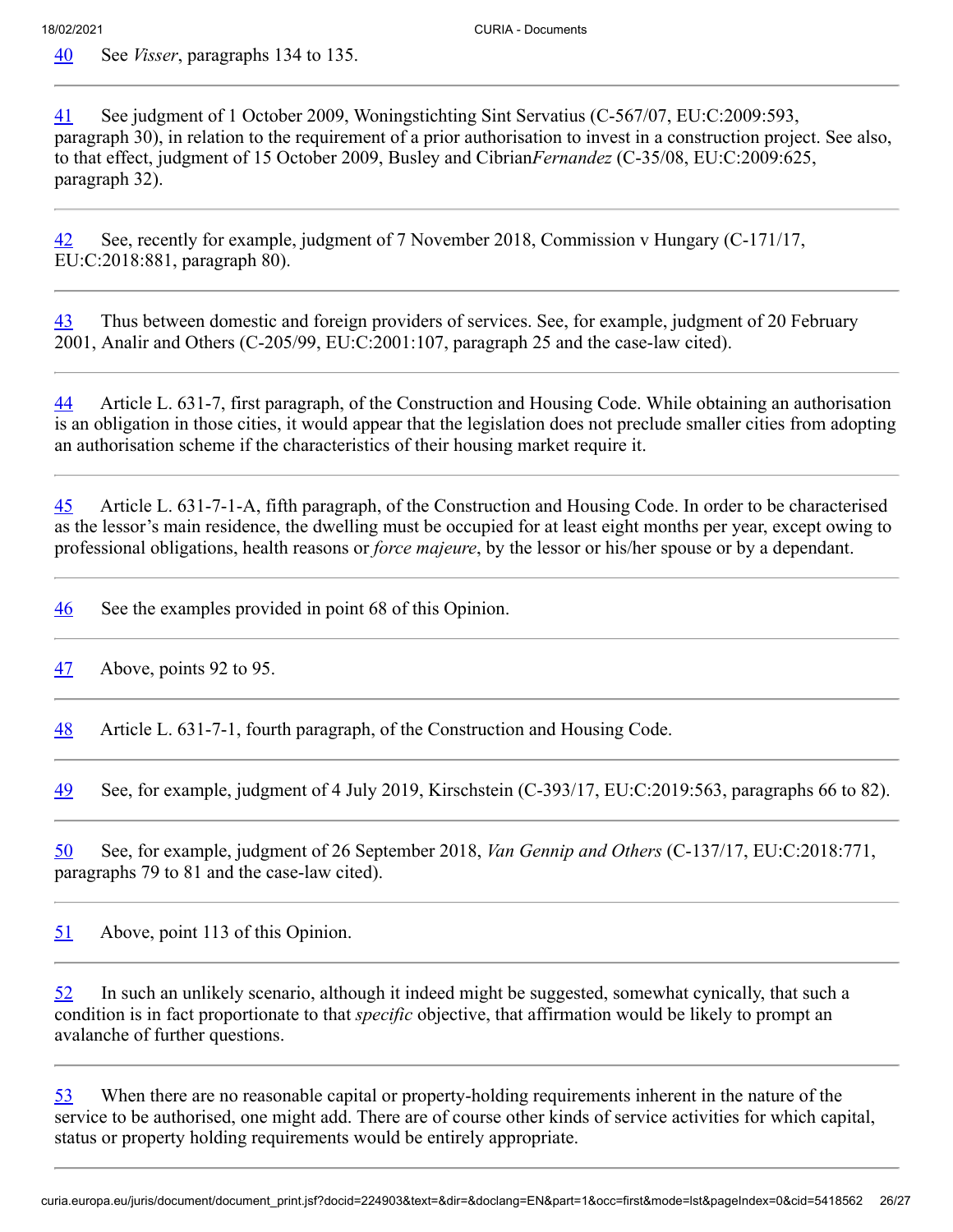40 See *Visser*, paragraphs 134 to 135.

---

41 See judgment of 1 October 2009, Woningstichting Sint Servatius (C-567/07, EU:C:2009:593, paragraph 30), in relation to the requirement of a prior authorisation to invest in a construction project. See also, to that effect, judgment of 15 October 2009, Busley and Cibrian*Fernandez* (C-35/08, EU:C:2009:625, paragraph 32).

---

42 See, recently for example, judgment of 7 November 2018, Commission v Hungary (C-171/17, EU:C:2018:881, paragraph 80).

---

43 Thus between domestic and foreign providers of services. See, for example, judgment of 20 February 2001, Analir and Others (C-205/99, EU:C:2001:107, paragraph 25 and the case-law cited).

---

44 Article L. 631-7, first paragraph, of the Construction and Housing Code. While obtaining an authorisation is an obligation in those cities, it would appear that the legislation does not preclude smaller cities from adopting an authorisation scheme if the characteristics of their housing market require it.

---

45 Article L. 631-7-1-A, fifth paragraph, of the Construction and Housing Code. In order to be characterised as the lessor's main residence, the dwelling must be occupied for at least eight months per year, except owing to professional obligations, health reasons or *force majeure*, by the lessor or his/her spouse or by a dependant.

---

46 See the examples provided in point 68 of this Opinion.

---

47 Above, points 92 to 95.

---

48 Article L. 631-7-1, fourth paragraph, of the Construction and Housing Code.

---

49 See, for example, judgment of 4 July 2019, Kirschstein (C-393/17, EU:C:2019:563, paragraphs 66 to 82).

---

50 See, for example, judgment of 26 September 2018, *Van Gennip and Others* (C-137/17, EU:C:2018:771, paragraphs 79 to 81 and the case-law cited).

---

51 Above, point 113 of this Opinion.

---

52 In such an unlikely scenario, although it indeed might be suggested, somewhat cynically, that such a condition is in fact proportionate to that *specific* objective, that affirmation would be likely to prompt an avalanche of further questions.

---

53 When there are no reasonable capital or property-holding requirements inherent in the nature of the service to be authorised, one might add. There are of course other kinds of service activities for which capital, status or property holding requirements would be entirely appropriate.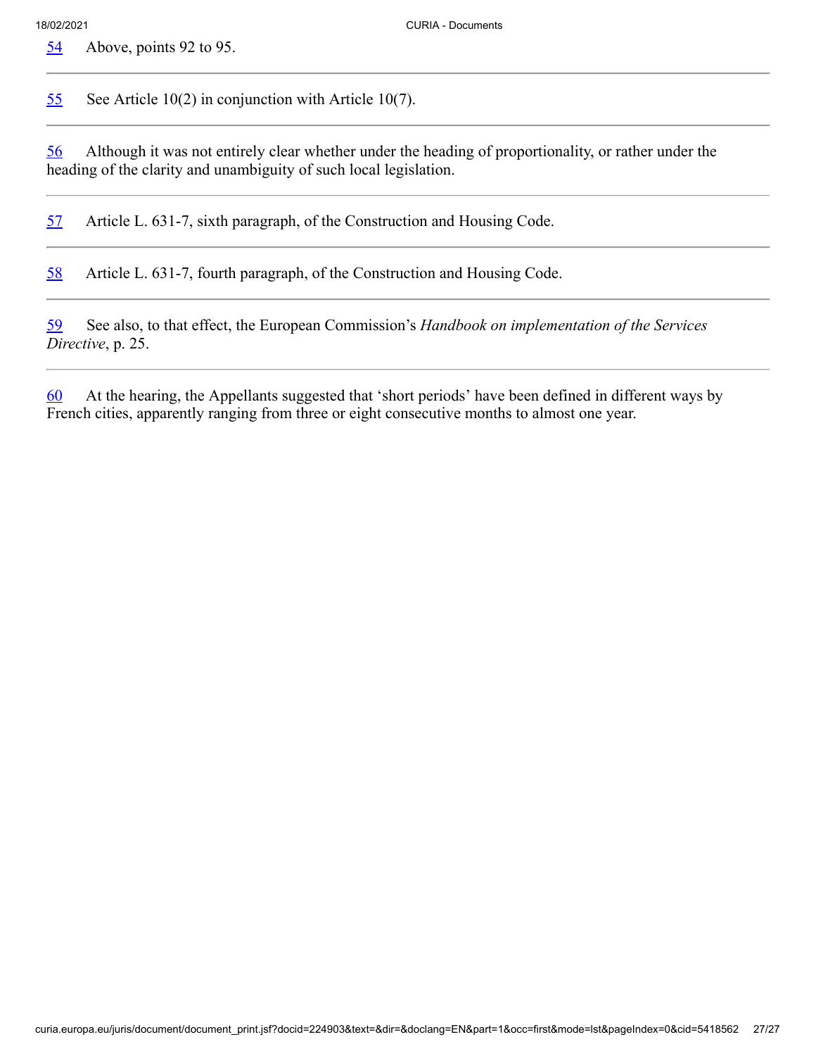54 Above, points 92 to 95.

---

55 See Article 10(2) in conjunction with Article 10(7).

---

56 Although it was not entirely clear whether under the heading of proportionality, or rather under the heading of the clarity and unambiguity of such local legislation.

---

57 Article L. 631-7, sixth paragraph, of the Construction and Housing Code.

---

58 Article L. 631-7, fourth paragraph, of the Construction and Housing Code.

---

59 See also, to that effect, the European Commission's *Handbook on implementation of the Services Directive*, p. 25.

---

60 At the hearing, the Appellants suggested that 'short periods' have been defined in different ways by French cities, apparently ranging from three or eight consecutive months to almost one year.